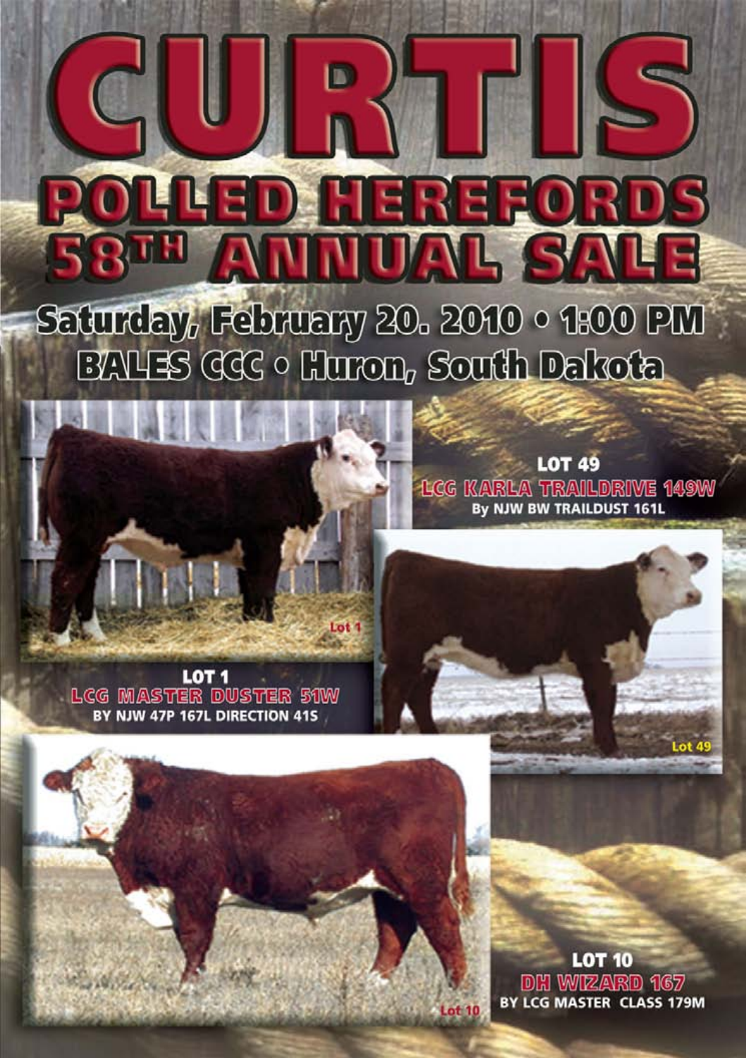# CURTIS

## POLLED HEREFORDS 58TH ANNUAL SALE

**Saturday, February 20. 2010 • 1:00 PM**

**BALES CCC • Huron, South Dakota**

Lot 1

**LOT 1**
**LCG MASTER DUSTER 51W**
BY NJW 47P 167L DIRECTION 41S

**LOT 49**
**LCG KARLA TRAILDRIVE 149W**
By NJW BW TRAILDUST 161L

Lot 49

Lot 10

**LOT 10**
**DH WIZARD 167**
BY LCG MASTER CLASS 179M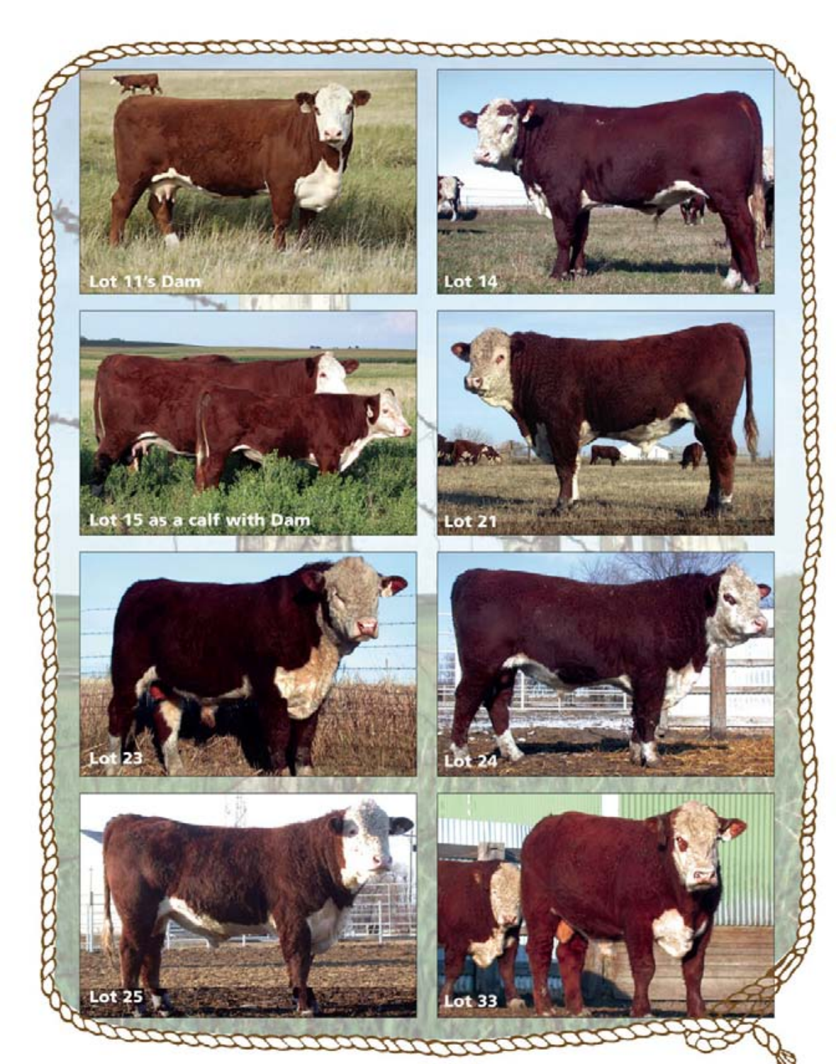Lot 11's Dam

Lot 14

Lot 15 as a calf with Dam

Lot 21

Lot 23

Lot 24

Lot 25

Lot 33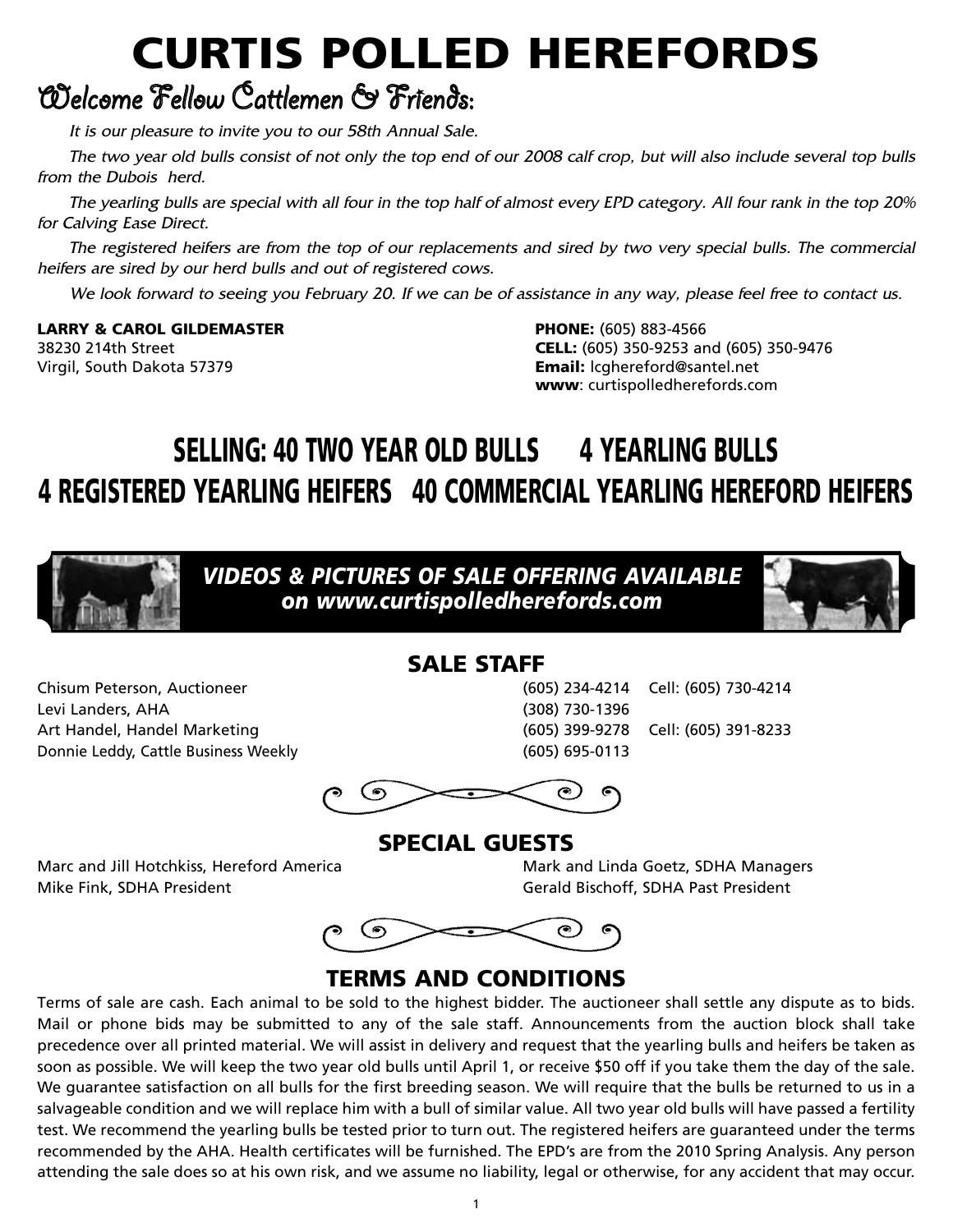# CURTIS POLLED HEREFORDS

## Welcome Fellow Cattlemen & Friends:

*It is our pleasure to invite you to our 58th Annual Sale.*

*The two year old bulls consist of not only the top end of our 2008 calf crop, but will also include several top bulls from the Dubois herd.*

*The yearling bulls are special with all four in the top half of almost every EPD category. All four rank in the top 20% for Calving Ease Direct.*

*The registered heifers are from the top of our replacements and sired by two very special bulls. The commercial heifers are sired by our herd bulls and out of registered cows.*

*We look forward to seeing you February 20. If we can be of assistance in any way, please feel free to contact us.*

**LARRY & CAROL GILDEMASTER**
38230 214th Street
Virgil, South Dakota 57379

**PHONE:** (605) 883-4566
**CELL:** (605) 350-9253 and (605) 350-9476
**Email:** lcghereford@santel.net
**www**: curtispolledherefords.com

## SELLING: 40 TWO YEAR OLD BULLS 4 YEARLING BULLS
## 4 REGISTERED YEARLING HEIFERS 40 COMMERCIAL YEARLING HEREFORD HEIFERS

***VIDEOS & PICTURES OF SALE OFFERING AVAILABLE on www.curtispolledherefords.com***

## SALE STAFF

| | | |
|---|---|---|
| Chisum Peterson, Auctioneer | (605) 234-4214 | Cell: (605) 730-4214 |
| Levi Landers, AHA | (308) 730-1396 | |
| Art Handel, Handel Marketing | (605) 399-9278 | Cell: (605) 391-8233 |
| Donnie Leddy, Cattle Business Weekly | (605) 695-0113 | |

## SPECIAL GUESTS

Marc and Jill Hotchkiss, Hereford America
Mike Fink, SDHA President
Mark and Linda Goetz, SDHA Managers
Gerald Bischoff, SDHA Past President

## TERMS AND CONDITIONS

Terms of sale are cash. Each animal to be sold to the highest bidder. The auctioneer shall settle any dispute as to bids. Mail or phone bids may be submitted to any of the sale staff. Announcements from the auction block shall take precedence over all printed material. We will assist in delivery and request that the yearling bulls and heifers be taken as soon as possible. We will keep the two year old bulls until April 1, or receive $50 off if you take them the day of the sale. We guarantee satisfaction on all bulls for the first breeding season. We will require that the bulls be returned to us in a salvageable condition and we will replace him with a bull of similar value. All two year old bulls will have passed a fertility test. We recommend the yearling bulls be tested prior to turn out. The registered heifers are guaranteed under the terms recommended by the AHA. Health certificates will be furnished. The EPD's are from the 2010 Spring Analysis. Any person attending the sale does so at his own risk, and we assume no liability, legal or otherwise, for any accident that may occur.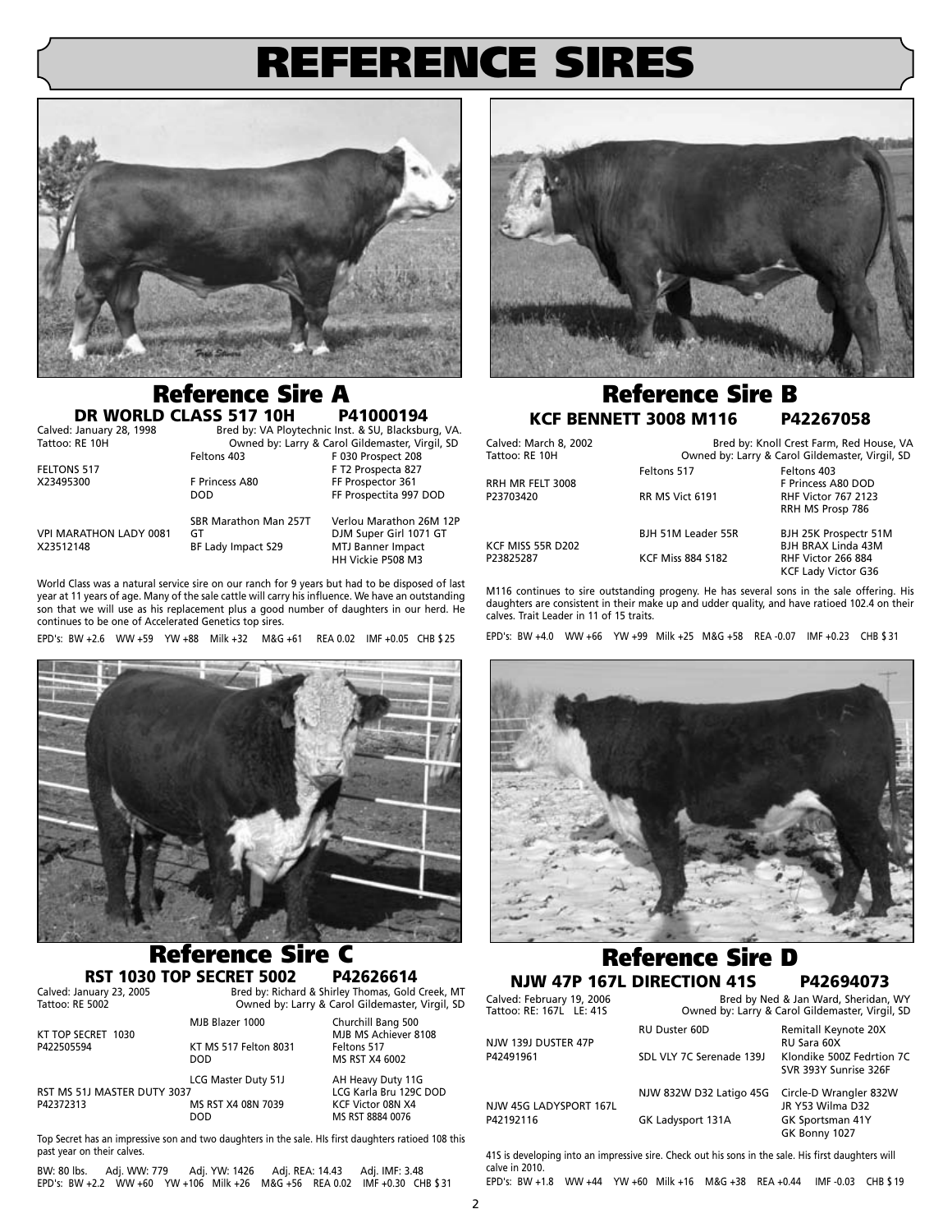# REFERENCE SIRES

## Reference Sire A

### DR WORLD CLASS 517 10H P41000194

Calved: January 28, 1998 — Bred by: VA Ploytechnic Inst. & SU, Blacksburg, VA.
Tattoo: RE 10H — Owned by: Larry & Carol Gildemaster, Virgil, SD

| | | |
|---|---|---|
| | Feltons 403 | F 030 Prospect 208 |
| FELTONS 517 | | F T2 Prospecta 827 |
| X23495300 | F Princess A80 | FF Prospector 361 |
| | DOD | FF Prospectita 997 DOD |
| | SBR Marathon Man 257T | Verlou Marathon 26M 12P |
| VPI MARATHON LADY 0081 | GT | DJM Super Girl 1071 GT |
| X23512148 | BF Lady Impact S29 | MTJ Banner Impact |
| | | HH Vickie P508 M3 |

World Class was a natural service sire on our ranch for 9 years but had to be disposed of last year at 11 years of age. Many of the sale cattle will carry his influence. We have an outstanding son that we will use as his replacement plus a good number of daughters in our herd. He continues to be one of Accelerated Genetics top sires.

EPD's: BW +2.6 WW +59 YW +88 Milk +32 M&G +61 REA 0.02 IMF +0.05 CHB $25

## Reference Sire B

### KCF BENNETT 3008 M116 P42267058

Calved: March 8, 2002 — Bred by: Knoll Crest Farm, Red House, VA
Tattoo: RE 10H — Owned by: Larry & Carol Gildemaster, Virgil, SD

| | | |
|---|---|---|
| | Feltons 517 | Feltons 403 |
| RRH MR FELT 3008 | | F Princess A80 DOD |
| P23703420 | RR MS Vict 6191 | RHF Victor 767 2123 |
| | | RRH MS Prosp 786 |
| | BJH 51M Leader 55R | BJH 25K Prospectr 51M |
| KCF MISS 55R D202 | | BJH BRAX Linda 43M |
| P23825287 | KCF Miss 884 S182 | RHF Victor 266 884 |
| | | KCF Lady Victor G36 |

M116 continues to sire outstanding progeny. He has several sons in the sale offering. His daughters are consistent in their make up and udder quality, and have ratioed 102.4 on their calves. Trait Leader in 11 of 15 traits.

EPD's: BW +4.0 WW +66 YW +99 Milk +25 M&G +58 REA -0.07 IMF +0.23 CHB $31

## Reference Sire C

### RST 1030 TOP SECRET 5002 P42626614

Calved: January 23, 2005 — Bred by: Richard & Shirley Thomas, Gold Creek, MT
Tattoo: RE 5002 — Owned by: Larry & Carol Gildemaster, Virgil, SD

| | | |
|---|---|---|
| | MJB Blazer 1000 | Churchill Bang 500 |
| KT TOP SECRET 1030 | | MJB MS Achiever 8108 |
| P422505594 | KT MS 517 Felton 8031 | Feltons 517 |
| | DOD | MS RST X4 6002 |
| | LCG Master Duty 51J | AH Heavy Duty 11G |
| RST MS 51J MASTER DUTY 3037 | | LCG Karla Bru 129C DOD |
| P42372313 | MS RST X4 08N 7039 | KCF Victor 08N X4 |
| | DOD | MS RST 8884 0076 |

Top Secret has an impressive son and two daughters in the sale. HIs first daughters ratioed 108 this past year on their calves.

BW: 80 lbs. Adj. WW: 779 Adj. YW: 1426 Adj. REA: 14.43 Adj. IMF: 3.48
EPD's: BW +2.2 WW +60 YW +106 Milk +26 M&G +56 REA 0.02 IMF +0.30 CHB $31

## Reference Sire D

### NJW 47P 167L DIRECTION 41S P42694073

Calved: February 19, 2006 — Bred by Ned & Jan Ward, Sheridan, WY
Tattoo: RE: 167L LE: 41S — Owned by: Larry & Carol Gildemaster, Virgil, SD

| | | |
|---|---|---|
| | RU Duster 60D | Remitall Keynote 20X |
| NJW 139J DUSTER 47P | | RU Sara 60X |
| P42491961 | SDL VLY 7C Serenade 139J | Klondike 500Z Fedrtion 7C |
| | | SVR 393Y Sunrise 326F |
| | NJW 832W D32 Latigo 45G | Circle-D Wrangler 832W |
| NJW 45G LADYSPORT 167L | | JR Y53 Wilma D32 |
| P42192116 | GK Ladysport 131A | GK Sportsman 41Y |
| | | GK Bonny 1027 |

41S is developing into an impressive sire. Check out his sons in the sale. His first daughters will calve in 2010.

EPD's: BW +1.8 WW +44 YW +60 Milk +16 M&G +38 REA +0.44 IMF -0.03 CHB $19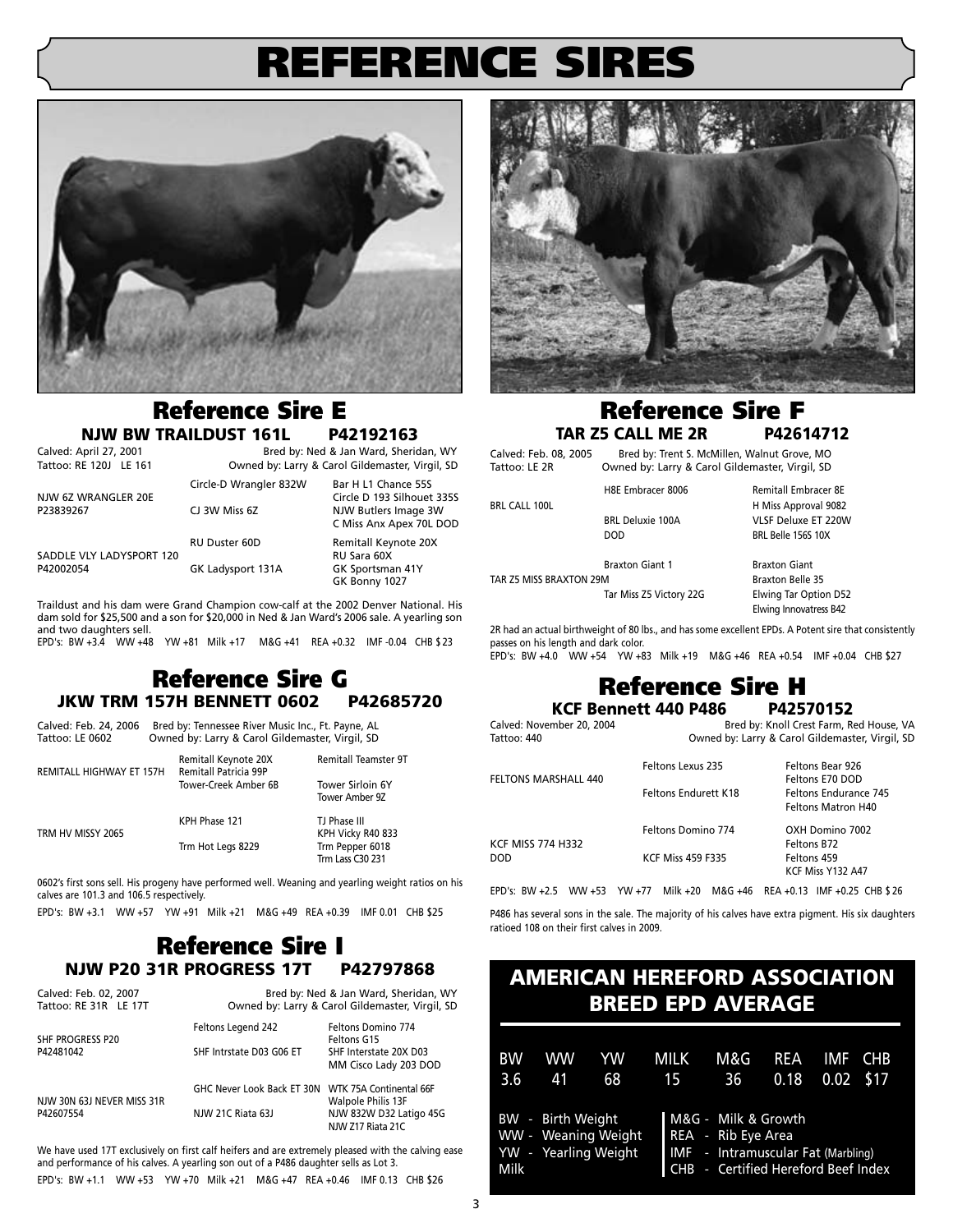# REFERENCE SIRES

## Reference Sire E

### NJW BW TRAILDUST 161L P42192163

Calved: April 27, 2001 — Bred by: Ned & Jan Ward, Sheridan, WY
Tattoo: RE 120J LE 161 — Owned by: Larry & Carol Gildemaster, Virgil, SD

| | | |
|---|---|---|
| | Circle-D Wrangler 832W | Bar H L1 Chance 55S |
| NJW 6Z WRANGLER 20E | | Circle D 193 Silhouet 335S |
| P23839267 | CJ 3W Miss 6Z | NJW Butlers Image 3W |
| | | C Miss Anx Apex 70L DOD |
| | RU Duster 60D | Remitall Keynote 20X |
| SADDLE VLY LADYSPORT 120 | | RU Sara 60X |
| P42002054 | GK Ladysport 131A | GK Sportsman 41Y |
| | | GK Bonny 1027 |

Traildust and his dam were Grand Champion cow-calf at the 2002 Denver National. His dam sold for $25,500 and a son for $20,000 in Ned & Jan Ward's 2006 sale. A yearling son and two daughters sell.

EPD's: BW +3.4 WW +48 YW +81 Milk +17 M&G +41 REA +0.32 IMF -0.04 CHB $23

## Reference Sire F

### TAR Z5 CALL ME 2R P42614712

Calved: Feb. 08, 2005 — Bred by: Trent S. McMillen, Walnut Grove, MO
Tattoo: LE 2R — Owned by: Larry & Carol Gildemaster, Virgil, SD

| | | |
|---|---|---|
| | H8E Embracer 8006 | Remitall Embracer 8E |
| BRL CALL 100L | | H Miss Approval 9082 |
| | BRL Deluxie 100A | VLSF Deluxe ET 220W |
| | DOD | BRL Belle 156S 10X |
| | Braxton Giant 1 | Braxton Giant |
| TAR Z5 MISS BRAXTON 29M | | Braxton Belle 35 |
| | Tar Miss Z5 Victory 22G | Elwing Tar Option D52 |
| | | Elwing Innovatress B42 |

2R had an actual birthweight of 80 lbs., and has some excellent EPDs. A Potent sire that consistently passes on his length and dark color.

EPD's: BW +4.0 WW +54 YW +83 Milk +19 M&G +46 REA +0.54 IMF +0.04 CHB $27

## Reference Sire G

### JKW TRM 157H BENNETT 0602 P42685720

Calved: Feb. 24, 2006 — Bred by: Tennessee River Music Inc., Ft. Payne, AL
Tattoo: LE 0602 — Owned by: Larry & Carol Gildemaster, Virgil, SD

| | | |
|---|---|---|
| | Remitall Keynote 20X | Remitall Teamster 9T |
| REMITALL HIGHWAY ET 157H | Remitall Patricia 99P | |
| | Tower-Creek Amber 6B | Tower Sirloin 6Y |
| | | Tower Amber 9Z |
| | KPH Phase 121 | TJ Phase III |
| TRM HV MISSY 2065 | | KPH Vicky R40 833 |
| | Trm Hot Legs 8229 | Trm Pepper 6018 |
| | | Trm Lass C30 231 |

0602's first sons sell. His progeny have performed well. Weaning and yearling weight ratios on his calves are 101.3 and 106.5 respectively.

EPD's: BW +3.1 WW +57 YW +91 Milk +21 M&G +49 REA +0.39 IMF 0.01 CHB $25

## Reference Sire H

### KCF Bennett 440 P486 P42570152

Calved: November 20, 2004 — Bred by: Knoll Crest Farm, Red House, VA
Tattoo: 440 — Owned by: Larry & Carol Gildemaster, Virgil, SD

| | | |
|---|---|---|
| | Feltons Lexus 235 | Feltons Bear 926 |
| FELTONS MARSHALL 440 | | Feltons E70 DOD |
| | Feltons Endurett K18 | Feltons Endurance 745 |
| | | Feltons Matron H40 |
| | Feltons Domino 774 | OXH Domino 7002 |
| KCF MISS 774 H332 | | Feltons B72 |
| DOD | KCF Miss 459 F335 | Feltons 459 |
| | | KCF Miss Y132 A47 |

EPD's: BW +2.5 WW +53 YW +77 Milk +20 M&G +46 REA +0.13 IMF +0.25 CHB $26

P486 has several sons in the sale. The majority of his calves have extra pigment. His six daughters ratioed 108 on their first calves in 2009.

## Reference Sire I

### NJW P20 31R PROGRESS 17T P42797868

Calved: Feb. 02, 2007 — Bred by: Ned & Jan Ward, Sheridan, WY
Tattoo: RE 31R LE 17T — Owned by: Larry & Carol Gildemaster, Virgil, SD

| | | |
|---|---|---|
| | Feltons Legend 242 | Feltons Domino 774 |
| SHF PROGRESS P20 | | Feltons G15 |
| P42481042 | SHF Intrstate D03 G06 ET | SHF Interstate 20X D03 |
| | | MM Cisco Lady 203 DOD |
| | GHC Never Look Back ET 30N | WTK 75A Continental 66F |
| NJW 30N 63J NEVER MISS 31R | | Walpole Philis 13F |
| P42607554 | NJW 21C Riata 63J | NJW 832W D32 Latigo 45G |
| | | NJW Z17 Riata 21C |

We have used 17T exclusively on first calf heifers and are extremely pleased with the calving ease and performance of his calves. A yearling son out of a P486 daughter sells as Lot 3.

EPD's: BW +1.1 WW +53 YW +70 Milk +21 M&G +47 REA +0.46 IMF 0.13 CHB $26

## AMERICAN HEREFORD ASSOCIATION BREED EPD AVERAGE

| BW | WW | YW | MILK | M&G | REA | IMF | CHB |
|---|---|---|---|---|---|---|---|
| 3.6 | 41 | 68 | 15 | 36 | 0.18 | 0.02 | $17 |

- BW - Birth Weight
- WW - Weaning Weight
- YW - Yearling Weight
- Milk
- M&G - Milk & Growth
- REA - Rib Eye Area
- IMF - Intramuscular Fat (Marbling)
- CHB - Certified Hereford Beef Index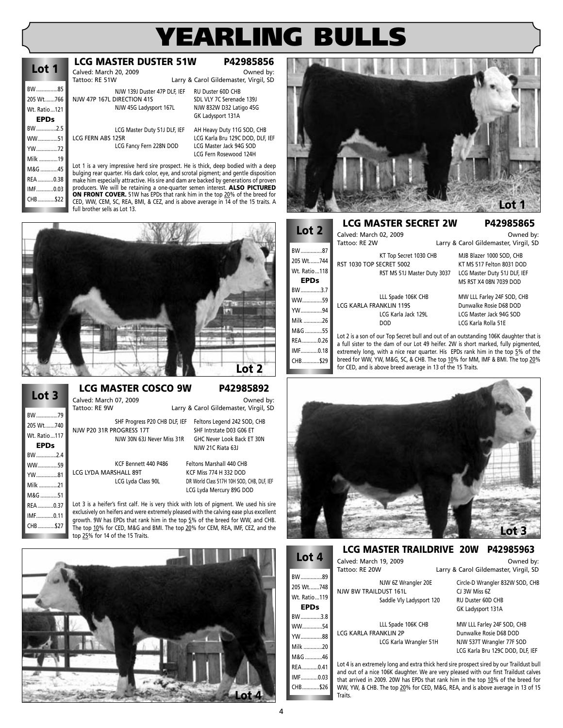# YEARLING BULLS

## Lot 1

### LCG MASTER DUSTER 51W — P42985856

Calved: March 20, 2009
Tattoo: RE 51W
Owned by: Larry & Carol Gildemaster, Virgil, SD

| | |
|---|---|
| BW | 85 |
| 205 Wt. | 766 |
| Wt. Ratio | 121 |
| **EPDs** | |
| BW | 2.5 |
| WW | 51 |
| YW | 72 |
| Milk | 19 |
| M&G | 45 |
| REA | 0.38 |
| IMF | 0.03 |
| CHB | $22 |

NJW 47P 167L DIRECTION 41S
- NJW 139J Duster 47P DLF, IEF
  - RU Duster 60D CHB
  - SDL VLY 7C Serenade 139J
- NJW 45G Ladysport 167L
  - NJW 832W D32 Latigo 45G
  - GK Ladysport 131A

LCG FERN ABS 125R
- LCG Master Duty 51J DLF, IEF
  - AH Heavy Duty 11G SOD, CHB
  - LCG Karla Bru 129C DOD, DLF, IEF
- LCG Fancy Fern 228N DOD
  - LCG Master Jack 94G SOD
  - LCG Fern Rosewood 124H

Lot 1 is a very impressive herd sire prospect. He is thick, deep bodied with a deep bulging rear quarter. His dark color, eye, and scrotal pigment; and gentle disposition make him especially attractive. His sire and dam are backed by generations of proven producers. We will be retaining a one-quarter semen interest. **ALSO PICTURED ON FRONT COVER.** 51W has EPDs that rank him in the top 20% of the breed for CED, WW, CEM, SC, REA, BMI, & CEZ, and is above average in 14 of the 15 traits. A full brother sells as Lot 13.

## Lot 2

### LCG MASTER SECRET 2W — P42985865

Calved: March 02, 2009
Tattoo: RE 2W
Owned by: Larry & Carol Gildemaster, Virgil, SD

| | |
|---|---|
| BW | 87 |
| 205 Wt. | 744 |
| Wt. Ratio | 118 |
| **EPDs** | |
| BW | 3.7 |
| WW | 59 |
| YW | 94 |
| Milk | 26 |
| M&G | 55 |
| REA | 0.26 |
| IMF | 0.18 |
| CHB | $29 |

RST 1030 TOP SECRET 5002
- KT Top Secret 1030 CHB
  - MJB Blazer 1000 SOD, CHB
  - KT MS 517 Felton 8031 DOD
- RST MS 51J Master Duty 3037
  - LCG Master Duty 51J DLF, IEF
  - MS RST X4 08N 7039 DOD

LCG KARLA FRANKLIN 119S
- LLL Spade 106K CHB
  - MW LLL Farley 24F SOD, CHB
  - Dunwalke Rosie D68 DOD
- LCG Karla Jack 129L DOD
  - LCG Master Jack 94G SOD
  - LCG Karla Rolla 51E

Lot 2 is a son of our Top Secret bull and out of an outstanding 106K daughter that is a full sister to the dam of our Lot 49 heifer. 2W is short marked, fully pigmented, extremely long, with a nice rear quarter. His EPDs rank him in the top 5% of the breed for WW, YW, M&G, SC, & CHB. The top 10% for MM, IMF & BMI. The top 20% for CED, and is above breed average in 13 of the 15 Traits.

## Lot 3

### LCG MASTER COSCO 9W — P42985892

Calved: March 07, 2009
Tattoo: RE 9W
Owned by: Larry & Carol Gildemaster, Virgil, SD

| | |
|---|---|
| BW | 79 |
| 205 Wt. | 740 |
| Wt. Ratio | 117 |
| **EPDs** | |
| BW | 2.4 |
| WW | 59 |
| YW | 81 |
| Milk | 21 |
| M&G | 51 |
| REA | 0.37 |
| IMF | 0.11 |
| CHB | $27 |

NJW P20 31R PROGRESS 17T
- SHF Progress P20 CHB DLF, IEF
  - Feltons Legend 242 SOD, CHB
  - SHF Intrstate D03 G06 ET
- NJW 30N 63J Never Miss 31R
  - GHC Never Look Back ET 30N
  - NJW 21C Riata 63J

LCG LYDA MARSHALL 89T
- KCF Bennett 440 P486
  - Feltons Marshall 440 CHB
  - KCF Miss 774 H 332 DOD
- LCG Lyda Class 90L
  - DR World Class 517H 10H SOD, CHB, DLF, IEF
  - LCG Lyda Mercury 89G DOD

Lot 3 is a heifer's first calf. He is very thick with lots of pigment. We used his sire exclusively on heifers and were extremely pleased with the calving ease plus excellent growth. 9W has EPDs that rank him in the top 5% of the breed for WW, and CHB. The top 10% for CED, M&G and BMI. The top 20% for CEM, REA, IMF, CEZ, and the top 25% for 14 of the 15 Traits.

## Lot 4

### LCG MASTER TRAILDRIVE 20W — P42985963

Calved: March 19, 2009
Tattoo: RE 20W
Owned by: Larry & Carol Gildemaster, Virgil, SD

| | |
|---|---|
| BW | 89 |
| 205 Wt. | 748 |
| Wt. Ratio | 119 |
| **EPDs** | |
| BW | 3.8 |
| WW | 54 |
| YW | 88 |
| Milk | 20 |
| M&G | 46 |
| REA | 0.41 |
| IMF | 0.03 |
| CHB | $26 |

NJW BW TRAILDUST 161L
- NJW 6Z Wrangler 20E
  - Circle-D Wrangler 832W SOD, CHB
  - CJ 3W Miss 6Z
- Saddle Vly Ladysport 120
  - RU Duster 60D CHB
  - GK Ladysport 131A

LCG KARLA FRANKLIN 2P
- LLL Spade 106K CHB
  - MW LLL Farley 24F SOD, CHB
  - Dunwalke Rosie D68 DOD
- LCG Karla Wrangler 51H
  - NJW 537T Wrangler 77F SOD
  - LCG Karla Bru 129C DOD, DLF, IEF

Lot 4 is an extremely long and extra thick herd sire prospect sired by our Traildust bull and out of a nice 106K daughter. We are very pleased with our first Traildust calves that arrived in 2009. 20W has EPDs that rank him in the top 10% of the breed for WW, YW, & CHB. The top 20% for CED, M&G, REA, and is above average in 13 of 15 Traits.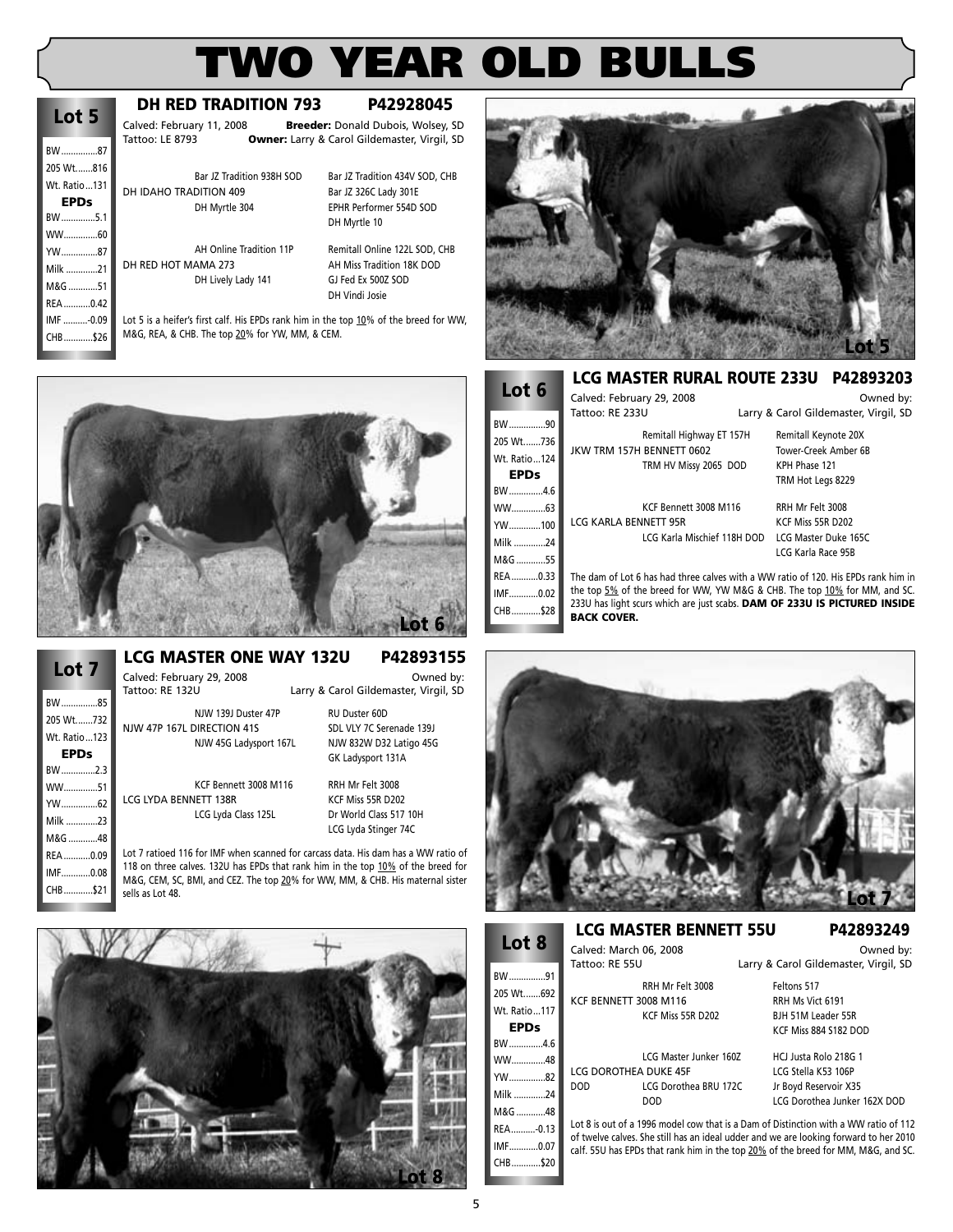# TWO YEAR OLD BULLS

## Lot 5

| | |
|---|---|
| BW | 87 |
| 205 Wt. | 816 |
| Wt. Ratio | 131 |
| **EPDs** | |
| BW | 5.1 |
| WW | 60 |
| YW | 87 |
| Milk | 21 |
| M&G | 51 |
| REA | 0.42 |
| IMF | -0.09 |
| CHB | $26 |

### DH RED TRADITION 793 — P42928045

Calved: February 11, 2008 **Breeder:** Donald Dubois, Wolsey, SD
Tattoo: LE 8793 **Owner:** Larry & Carol Gildemaster, Virgil, SD

| | | |
|---|---|---|
| | Bar JZ Tradition 938H SOD | Bar JZ Tradition 434V SOD, CHB |
| DH IDAHO TRADITION 409 | | Bar JZ 326C Lady 301E |
| | DH Myrtle 304 | EPHR Performer 554D SOD |
| | | DH Myrtle 10 |
| | AH Online Tradition 11P | Remitall Online 122L SOD, CHB |
| DH RED HOT MAMA 273 | | AH Miss Tradition 18K DOD |
| | DH Lively Lady 141 | GJ Fed Ex 500Z SOD |
| | | DH Vindi Josie |

Lot 5 is a heifer's first calf. His EPDs rank him in the top 10% of the breed for WW, M&G, REA, & CHB. The top 20% for YW, MM, & CEM.

## Lot 6

| | |
|---|---|
| BW | 90 |
| 205 Wt. | 736 |
| Wt. Ratio | 124 |
| **EPDs** | |
| BW | 4.6 |
| WW | 63 |
| YW | 100 |
| Milk | 24 |
| M&G | 55 |
| REA | 0.33 |
| IMF | 0.02 |
| CHB | $28 |

### LCG MASTER RURAL ROUTE 233U — P42893203

Calved: February 29, 2008 Owned by:
Tattoo: RE 233U Larry & Carol Gildemaster, Virgil, SD

| | | |
|---|---|---|
| | Remitall Highway ET 157H | Remitall Keynote 20X |
| JKW TRM 157H BENNETT 0602 | | Tower-Creek Amber 6B |
| | TRM HV Missy 2065 DOD | KPH Phase 121 |
| | | TRM Hot Legs 8229 |
| | KCF Bennett 3008 M116 | RRH Mr Felt 3008 |
| LCG KARLA BENNETT 95R | | KCF Miss 55R D202 |
| | LCG Karla Mischief 118H DOD | LCG Master Duke 165C |
| | | LCG Karla Race 95B |

The dam of Lot 6 has had three calves with a WW ratio of 120. His EPDs rank him in the top 5% of the breed for WW, YW M&G & CHB. The top 10% for MM, and SC. 233U has light scurs which are just scabs. **DAM OF 233U IS PICTURED INSIDE BACK COVER.**

## Lot 7

| | |
|---|---|
| BW | 85 |
| 205 Wt. | 732 |
| Wt. Ratio | 123 |
| **EPDs** | |
| BW | 2.3 |
| WW | 51 |
| YW | 62 |
| Milk | 23 |
| M&G | 48 |
| REA | 0.09 |
| IMF | 0.08 |
| CHB | $21 |

### LCG MASTER ONE WAY 132U — P42893155

Calved: February 29, 2008 Owned by:
Tattoo: RE 132U Larry & Carol Gildemaster, Virgil, SD

| | | |
|---|---|---|
| | NJW 139J Duster 47P | RU Duster 60D |
| NJW 47P 167L DIRECTION 41S | | SDL VLY 7C Serenade 139J |
| | NJW 45G Ladysport 167L | NJW 832W D32 Latigo 45G |
| | | GK Ladysport 131A |
| | KCF Bennett 3008 M116 | RRH Mr Felt 3008 |
| LCG LYDA BENNETT 138R | | KCF Miss 55R D202 |
| | LCG Lyda Class 125L | Dr World Class 517 10H |
| | | LCG Lyda Stinger 74C |

Lot 7 ratioed 116 for IMF when scanned for carcass data. His dam has a WW ratio of 118 on three calves. 132U has EPDs that rank him in the top 10% of the breed for M&G, CEM, SC, BMI, and CEZ. The top 20% for WW, MM, & CHB. His maternal sister sells as Lot 48.

## Lot 8

| | |
|---|---|
| BW | 91 |
| 205 Wt. | 692 |
| Wt. Ratio | 117 |
| **EPDs** | |
| BW | 4.6 |
| WW | 48 |
| YW | 82 |
| Milk | 24 |
| M&G | 48 |
| REA | -0.13 |
| IMF | 0.07 |
| CHB | $20 |

### LCG MASTER BENNETT 55U — P42893249

Calved: March 06, 2008 Owned by:
Tattoo: RE 55U Larry & Carol Gildemaster, Virgil, SD

| | | |
|---|---|---|
| | RRH Mr Felt 3008 | Feltons 517 |
| KCF BENNETT 3008 M116 | | RRH Ms Vict 6191 |
| | KCF Miss 55R D202 | BJH 51M Leader 55R |
| | | KCF Miss 884 S182 DOD |
| | LCG Master Junker 160Z | HCJ Justa Rolo 218G 1 |
| LCG DOROTHEA DUKE 45F | | LCG Stella K53 106P |
| DOD | LCG Dorothea BRU 172C | Jr Boyd Reservoir X35 |
| | DOD | LCG Dorothea Junker 162X DOD |

Lot 8 is out of a 1996 model cow that is a Dam of Distinction with a WW ratio of 112 of twelve calves. She still has an ideal udder and we are looking forward to her 2010 calf. 55U has EPDs that rank him in the top 20% of the breed for MM, M&G, and SC.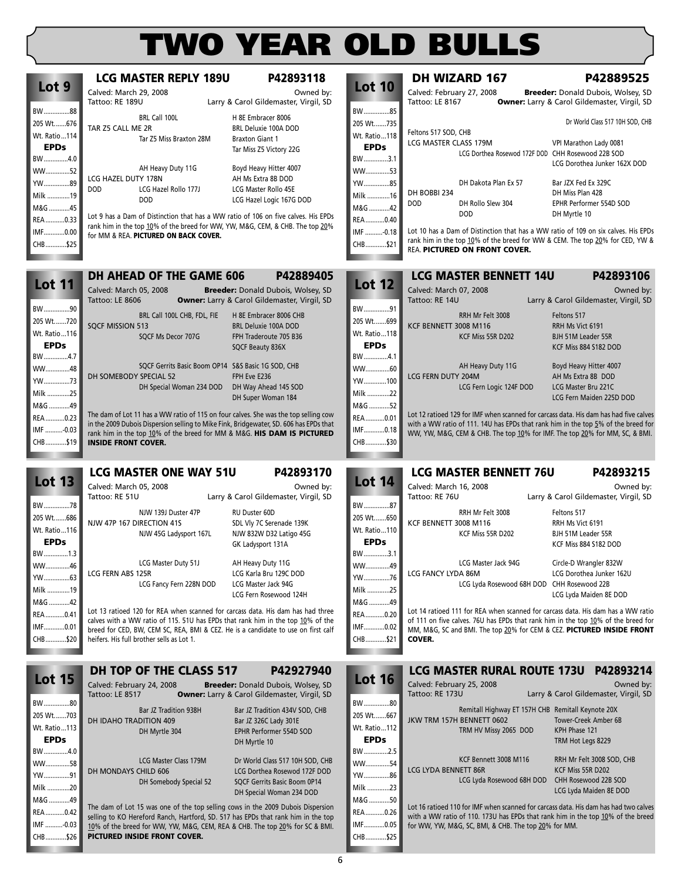# TWO YEAR OLD BULLS

## Lot 9

### LCG MASTER REPLY 189U — P42893118

Calved: March 29, 2008 — Owned by:
Tattoo: RE 189U — Larry & Carol Gildemaster, Virgil, SD

| | |
|---|---|
| BW | 88 |
| 205 Wt. | 676 |
| Wt. Ratio | 114 |
| **EPDs** | |
| BW | 4.0 |
| WW | 52 |
| YW | 89 |
| Milk | 19 |
| M&G | 45 |
| REA | 0.33 |
| IMF | 0.00 |
| CHB | $25 |

Pedigree:
- Sire: TAR Z5 CALL ME 2R
  - BRL Call 100L
    - H 8E Embracer 8006
    - BRL Deluxie 100A DOD
  - Tar Z5 Miss Braxton 28M
    - Braxton Giant 1
    - Tar Miss Z5 Victory 22G
- Dam: LCG HAZEL DUTY 178N DOD
  - AH Heavy Duty 11G
    - Boyd Heavy Hitter 4007
    - AH Ms Extra 8B DOD
  - LCG Hazel Rollo 177J DOD
    - LCG Master Rollo 45E
    - LCG Hazel Logic 167G DOD

Lot 9 has a Dam of Distinction that has a WW ratio of 106 on five calves. His EPDs rank him in the top 10% of the breed for WW, YW, M&G, CEM, & CHB. The top 20% for MM & REA. **PICTURED ON BACK COVER.**

## Lot 10

### DH WIZARD 167 — P42889525

Calved: February 27, 2008 — **Breeder:** Donald Dubois, Wolsey, SD
Tattoo: LE 8167 — **Owner:** Larry & Carol Gildemaster, Virgil, SD

| | |
|---|---|
| BW | 85 |
| 205 Wt. | 735 |
| Wt. Ratio | 118 |
| **EPDs** | |
| BW | 3.1 |
| WW | 53 |
| YW | 85 |
| Milk | 16 |
| M&G | 42 |
| REA | 0.40 |
| IMF | -0.18 |
| CHB | $21 |

Pedigree:
- Sire: LCG MASTER CLASS 179M
  - Feltons 517 SOD, CHB
    - Dr World Class 517 10H SOD, CHB
    - VPI Marathon Lady 0081
  - LCG Dorthea Rosewod 172F DOD
    - CHH Rosewood 22B SOD
    - LCG Dorothea Junker 162X DOD
- Dam: DH BOBBI 234 DOD
  - DH Dakota Plan Ex 57
    - Bar JZX Fed Ex 329C
    - DH Miss Plan 428
  - DH Rollo Slew 304 DOD
    - EPHR Performer 554D SOD
    - DH Myrtle 10

Lot 10 has a Dam of Distinction that has a WW ratio of 109 on six calves. His EPDs rank him in the top 10% of the breed for WW & CEM. The top 20% for CED, YW & REA. **PICTURED ON FRONT COVER.**

## Lot 11

### DH AHEAD OF THE GAME 606 — P42889405

Calved: March 05, 2008 — **Breeder:** Donald Dubois, Wolsey, SD
Tattoo: LE 8606 — **Owner:** Larry & Carol Gildemaster, Virgil, SD

| | |
|---|---|
| BW | 90 |
| 205 Wt. | 720 |
| Wt. Ratio | 116 |
| **EPDs** | |
| BW | 4.7 |
| WW | 48 |
| YW | 73 |
| Milk | 25 |
| M&G | 49 |
| REA | 0.23 |
| IMF | -0.03 |
| CHB | $19 |

Pedigree:
- Sire: SQCF MISSION 513
  - BRL Call 100L CHB, FDL, FIE
    - H 8E Embracer 8006 CHB
    - BRL Deluxie 100A DOD
  - SQCF Ms Decor 707G
    - FPH Traderoute 705 B36
    - SQCF Beauty 836X
- Dam: DH SOMEBODY SPECIAL 52
  - SQCF Gerrits Basic Boom OP14
    - S&S Basic 1G SOD, CHB
    - FPH Eve E236
  - DH Special Woman 234 DOD
    - DH Way Ahead 145 SOD
    - DH Super Woman 184

The dam of Lot 11 has a WW ratio of 115 on four calves. She was the top selling cow in the 2009 Dubois Dispersion selling to Mike Fink, Bridgewater, SD. 606 has EPDs that rank him in the top 10% of the breed for MM & M&G. **HIS DAM IS PICTURED INSIDE FRONT COVER.**

## Lot 12

### LCG MASTER BENNETT 14U — P42893106

Calved: March 07, 2008 — Owned by:
Tattoo: RE 14U — Larry & Carol Gildemaster, Virgil, SD

| | |
|---|---|
| BW | 91 |
| 205 Wt. | 699 |
| Wt. Ratio | 118 |
| **EPDs** | |
| BW | 4.1 |
| WW | 60 |
| YW | 100 |
| Milk | 22 |
| M&G | 52 |
| REA | 0.01 |
| IMF | 0.18 |
| CHB | $30 |

Pedigree:
- Sire: KCF BENNETT 3008 M116
  - RRH Mr Felt 3008
    - Feltons 517
    - RRH Ms Vict 6191
  - KCF Miss 55R D202
    - BJH 51M Leader 55R
    - KCF Miss 884 S182 DOD
- Dam: LCG FERN DUTY 204M
  - AH Heavy Duty 11G
    - Boyd Heavy Hitter 4007
    - AH Ms Extra 8B DOD
  - LCG Fern Logic 124F DOD
    - LCG Master Bru 221C
    - LCG Fern Maiden 225D DOD

Lot 12 ratioed 129 for IMF when scanned for carcass data. His dam has had five calves with a WW ratio of 111. 14U has EPDs that rank him in the top 5% of the breed for WW, YW, M&G, CEM & CHB. The top 10% for IMF. The top 20% for MM, SC, & BMI.

## Lot 13

### LCG MASTER ONE WAY 51U — P42893170

Calved: March 05, 2008 — Owned by:
Tattoo: RE 51U — Larry & Carol Gildemaster, Virgil, SD

| | |
|---|---|
| BW | 78 |
| 205 Wt. | 686 |
| Wt. Ratio | 116 |
| **EPDs** | |
| BW | 1.3 |
| WW | 46 |
| YW | 63 |
| Milk | 19 |
| M&G | 42 |
| REA | 0.41 |
| IMF | 0.01 |
| CHB | $20 |

Pedigree:
- Sire: NJW 47P 167 DIRECTION 41S
  - NJW 139J Duster 47P
    - RU Duster 60D
    - SDL Vly 7C Serenade 139K
  - NJW 45G Ladysport 167L
    - NJW 832W D32 Latigo 45G
    - GK Ladysport 131A
- Dam: LCG FERN ABS 125R
  - LCG Master Duty 51J
    - AH Heavy Duty 11G
    - LCG Karla Bru 129C DOD
  - LCG Fancy Fern 228N DOD
    - LCG Master Jack 94G
    - LCG Fern Rosewood 124H

Lot 13 ratioed 120 for REA when scanned for carcass data. His dam has had three calves with a WW ratio of 115. 51U has EPDs that rank him in the top 10% of the breed for CED, BW, CEM SC, REA, BMI & CEZ. He is a candidate to use on first calf heifers. His full brother sells as Lot 1.

## Lot 14

### LCG MASTER BENNETT 76U — P42893215

Calved: March 16, 2008 — Owned by:
Tattoo: RE 76U — Larry & Carol Gildemaster, Virgil, SD

| | |
|---|---|
| BW | 87 |
| 205 Wt. | 650 |
| Wt. Ratio | 110 |
| **EPDs** | |
| BW | 3.1 |
| WW | 49 |
| YW | 76 |
| Milk | 25 |
| M&G | 49 |
| REA | 0.20 |
| IMF | 0.02 |
| CHB | $21 |

Pedigree:
- Sire: KCF BENNETT 3008 M116
  - RRH Mr Felt 3008
    - Feltons 517
    - RRH Ms Vict 6191
  - KCF Miss 55R D202
    - BJH 51M Leader 55R
    - KCF Miss 884 S182 DOD
- Dam: LCG FANCY LYDA 86M
  - LCG Master Jack 94G
    - Circle-D Wrangler 832W
    - LCG Dorothea Junker 162U
  - LCG Lyda Rosewood 68H DOD
    - CHH Rosewood 22B
    - LCG Lyda Maiden 8E DOD

Lot 14 ratioed 111 for REA when scanned for carcass data. His dam has a WW ratio of 111 on five calves. 76U has EPDs that rank him in the top 10% of the breed for MM, M&G, SC and BMI. The top 20% for CEM & CEZ. **PICTURED INSIDE FRONT COVER.**

## Lot 15

### DH TOP OF THE CLASS 517 — P42927940

Calved: February 24, 2008 — **Breeder:** Donald Dubois, Wolsey, SD
Tattoo: LE 8517 — **Owner:** Larry & Carol Gildemaster, Virgil, SD

| | |
|---|---|
| BW | 80 |
| 205 Wt. | 703 |
| Wt. Ratio | 113 |
| **EPDs** | |
| BW | 4.0 |
| WW | 58 |
| YW | 91 |
| Milk | 20 |
| M&G | 49 |
| REA | 0.42 |
| IMF | -0.03 |
| CHB | $26 |

Pedigree:
- Sire: DH IDAHO TRADITION 409
  - Bar JZ Tradition 938H
    - Bar JZ Tradition 434V SOD, CHB
    - Bar JZ 326C Lady 301E
  - DH Myrtle 304
    - EPHR Performer 554D SOD
    - DH Myrtle 10
- Dam: DH MONDAYS CHILD 606
  - LCG Master Class 179M
    - Dr World Class 517 10H SOD, CHB
    - LCG Dorthea Rosewod 172F DOD
  - DH Somebody Special 52
    - SQCF Gerrits Basic Boom 0P14
    - DH Special Woman 234 DOD

The dam of Lot 15 was one of the top selling cows in the 2009 Dubois Dispersion selling to KO Hereford Ranch, Hartford, SD. 517 has EPDs that rank him in the top 10% of the breed for WW, YW, M&G, CEM, REA & CHB. The top 20% for SC & BMI. **PICTURED INSIDE FRONT COVER.**

## Lot 16

### LCG MASTER RURAL ROUTE 173U — P42893214

Calved: February 25, 2008 — Owned by:
Tattoo: RE 173U — Larry & Carol Gildemaster, Virgil, SD

| | |
|---|---|
| BW | 80 |
| 205 Wt. | 667 |
| Wt. Ratio | 112 |
| **EPDs** | |
| BW | 2.5 |
| WW | 54 |
| YW | 86 |
| Milk | 23 |
| M&G | 50 |
| REA | 0.26 |
| IMF | 0.05 |
| CHB | $25 |

Pedigree:
- Sire: JKW TRM 157H BENNETT 0602
  - Remitall Highway ET 157H CHB
    - Remitall Keynote 20X
    - Tower-Creek Amber 6B
  - TRM HV Missy 2065 DOD
    - KPH Phase 121
    - TRM Hot Legs 8229
- Dam: LCG LYDA BENNETT 86R
  - KCF Bennett 3008 M116
    - RRH Mr Felt 3008 SOD, CHB
    - KCF Miss 55R D202
  - LCG Lyda Rosewood 68H DOD
    - CHH Rosewood 22B SOD
    - LCG Lyda Maiden 8E DOD

Lot 16 ratioed 110 for IMF when scanned for carcass data. His dam has had two calves with a WW ratio of 110. 173U has EPDs that rank him in the top 10% of the breed for WW, YW, M&G, SC, BMI, & CHB. The top 20% for MM.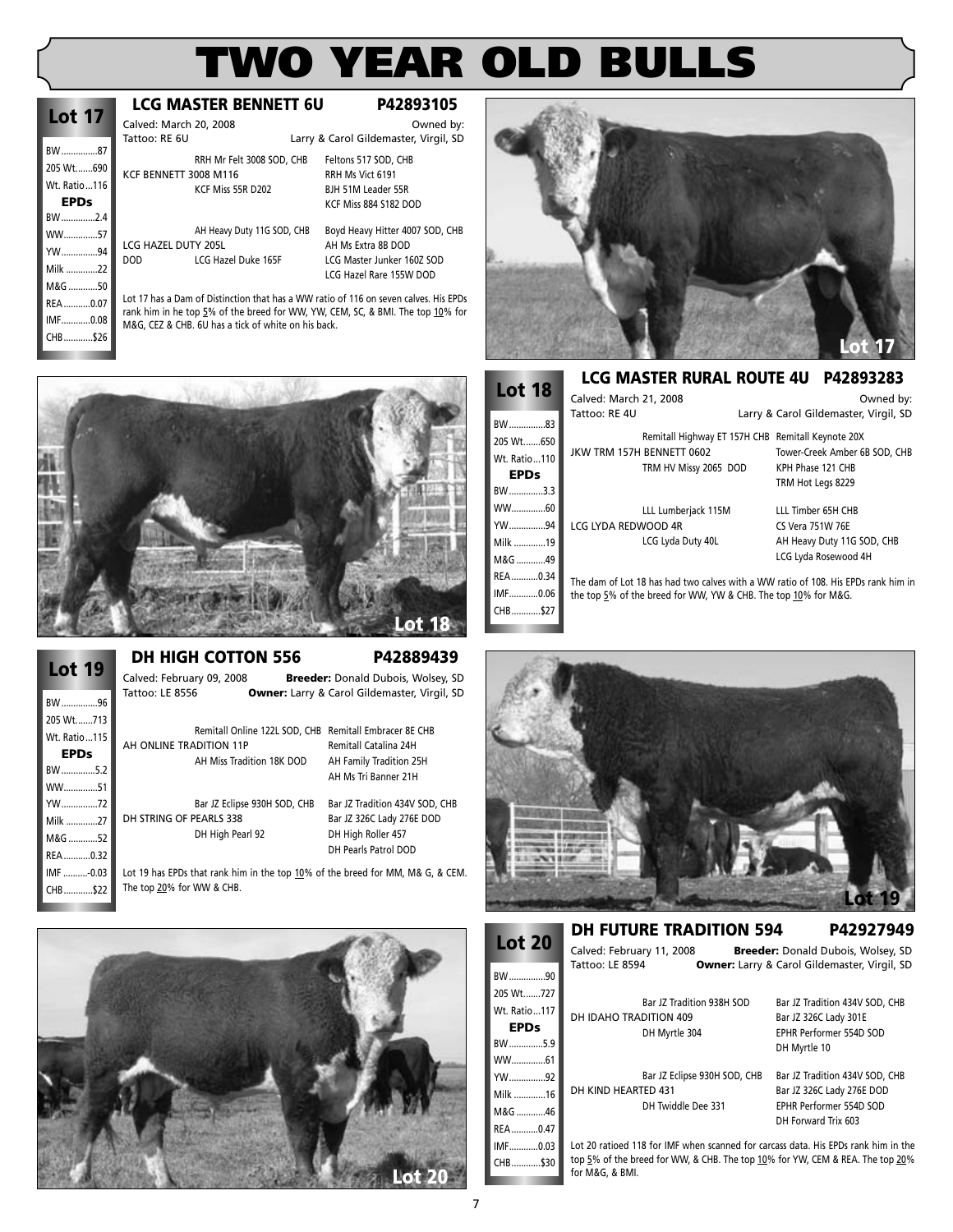# TWO YEAR OLD BULLS

## Lot 17

### LCG MASTER BENNETT 6U — P42893105

Calved: March 20, 2008
Tattoo: RE 6U
Owned by: Larry & Carol Gildemaster, Virgil, SD

| | |
|---|---|
| BW | 87 |
| 205 Wt. | 690 |
| Wt. Ratio | 116 |
| **EPDs** | |
| BW | 2.4 |
| WW | 57 |
| YW | 94 |
| Milk | 22 |
| M&G | 50 |
| REA | 0.07 |
| IMF | 0.08 |
| CHB | $26 |

| Sire / Dam | Parents | Grandparents |
|---|---|---|
| KCF BENNETT 3008 M116 | RRH Mr Felt 3008 SOD, CHB | Feltons 517 SOD, CHB |
| | | RRH Ms Vict 6191 |
| | KCF Miss 55R D202 | BJH 51M Leader 55R |
| | | KCF Miss 884 S182 DOD |
| LCG HAZEL DUTY 205L DOD | AH Heavy Duty 11G SOD, CHB | Boyd Heavy Hitter 4007 SOD, CHB |
| | | AH Ms Extra 8B DOD |
| | LCG Hazel Duke 165F | LCG Master Junker 160Z SOD |
| | | LCG Hazel Rare 155W DOD |

Lot 17 has a Dam of Distinction that has a WW ratio of 116 on seven calves. His EPDs rank him in he top 5% of the breed for WW, YW, CEM, SC, & BMI. The top 10% for M&G, CEZ & CHB. 6U has a tick of white on his back.

Lot 17

## Lot 18

### LCG MASTER RURAL ROUTE 4U — P42893283

Calved: March 21, 2008
Tattoo: RE 4U
Owned by: Larry & Carol Gildemaster, Virgil, SD

| | |
|---|---|
| BW | 83 |
| 205 Wt. | 650 |
| Wt. Ratio | 110 |
| **EPDs** | |
| BW | 3.3 |
| WW | 60 |
| YW | 94 |
| Milk | 19 |
| M&G | 49 |
| REA | 0.34 |
| IMF | 0.06 |
| CHB | $27 |

| Sire / Dam | Parents | Grandparents |
|---|---|---|
| JKW TRM 157H BENNETT 0602 | Remitall Highway ET 157H CHB | Remitall Keynote 20X |
| | | Tower-Creek Amber 6B SOD, CHB |
| | TRM HV Missy 2065 DOD | KPH Phase 121 CHB |
| | | TRM Hot Legs 8229 |
| LCG LYDA REDWOOD 4R | LLL Lumberjack 115M | LLL Timber 65H CHB |
| | | CS Vera 751W 76E |
| | LCG Lyda Duty 40L | AH Heavy Duty 11G SOD, CHB |
| | | LCG Lyda Rosewood 4H |

The dam of Lot 18 has had two calves with a WW ratio of 108. His EPDs rank him in the top 5% of the breed for WW, YW & CHB. The top 10% for M&G.

Lot 18

## Lot 19

### DH HIGH COTTON 556 — P42889439

Calved: February 09, 2008
Tattoo: LE 8556
**Breeder:** Donald Dubois, Wolsey, SD
**Owner:** Larry & Carol Gildemaster, Virgil, SD

| | |
|---|---|
| BW | 96 |
| 205 Wt. | 713 |
| Wt. Ratio | 115 |
| **EPDs** | |
| BW | 5.2 |
| WW | 51 |
| YW | 72 |
| Milk | 27 |
| M&G | 52 |
| REA | 0.32 |
| IMF | -0.03 |
| CHB | $22 |

| Sire / Dam | Parents | Grandparents |
|---|---|---|
| AH ONLINE TRADITION 11P | Remitall Online 122L SOD, CHB | Remitall Embracer 8E CHB |
| | | Remitall Catalina 24H |
| | AH Miss Tradition 18K DOD | AH Family Tradition 25H |
| | | AH Ms Tri Banner 21H |
| DH STRING OF PEARLS 338 | Bar JZ Eclipse 930H SOD, CHB | Bar JZ Tradition 434V SOD, CHB |
| | | Bar JZ 326C Lady 276E DOD |
| | DH High Pearl 92 | DH High Roller 457 |
| | | DH Pearls Patrol DOD |

Lot 19 has EPDs that rank him in the top 10% of the breed for MM, M& G, & CEM. The top 20% for WW & CHB.

Lot 19

## Lot 20

### DH FUTURE TRADITION 594 — P42927949

Calved: February 11, 2008
Tattoo: LE 8594
**Breeder:** Donald Dubois, Wolsey, SD
**Owner:** Larry & Carol Gildemaster, Virgil, SD

| | |
|---|---|
| BW | 90 |
| 205 Wt. | 727 |
| Wt. Ratio | 117 |
| **EPDs** | |
| BW | 5.9 |
| WW | 61 |
| YW | 92 |
| Milk | 16 |
| M&G | 46 |
| REA | 0.47 |
| IMF | 0.03 |
| CHB | $30 |

| Sire / Dam | Parents | Grandparents |
|---|---|---|
| DH IDAHO TRADITION 409 | Bar JZ Tradition 938H SOD | Bar JZ Tradition 434V SOD, CHB |
| | | Bar JZ 326C Lady 301E |
| | DH Myrtle 304 | EPHR Performer 554D SOD |
| | | DH Myrtle 10 |
| DH KIND HEARTED 431 | Bar JZ Eclipse 930H SOD, CHB | Bar JZ Tradition 434V SOD, CHB |
| | | Bar JZ 326C Lady 276E DOD |
| | DH Twiddle Dee 331 | EPHR Performer 554D SOD |
| | | DH Forward Trix 603 |

Lot 20 ratioed 118 for IMF when scanned for carcass data. His EPDs rank him in the top 5% of the breed for WW, & CHB. The top 10% for YW, CEM & REA. The top 20% for M&G, & BMI.

Lot 20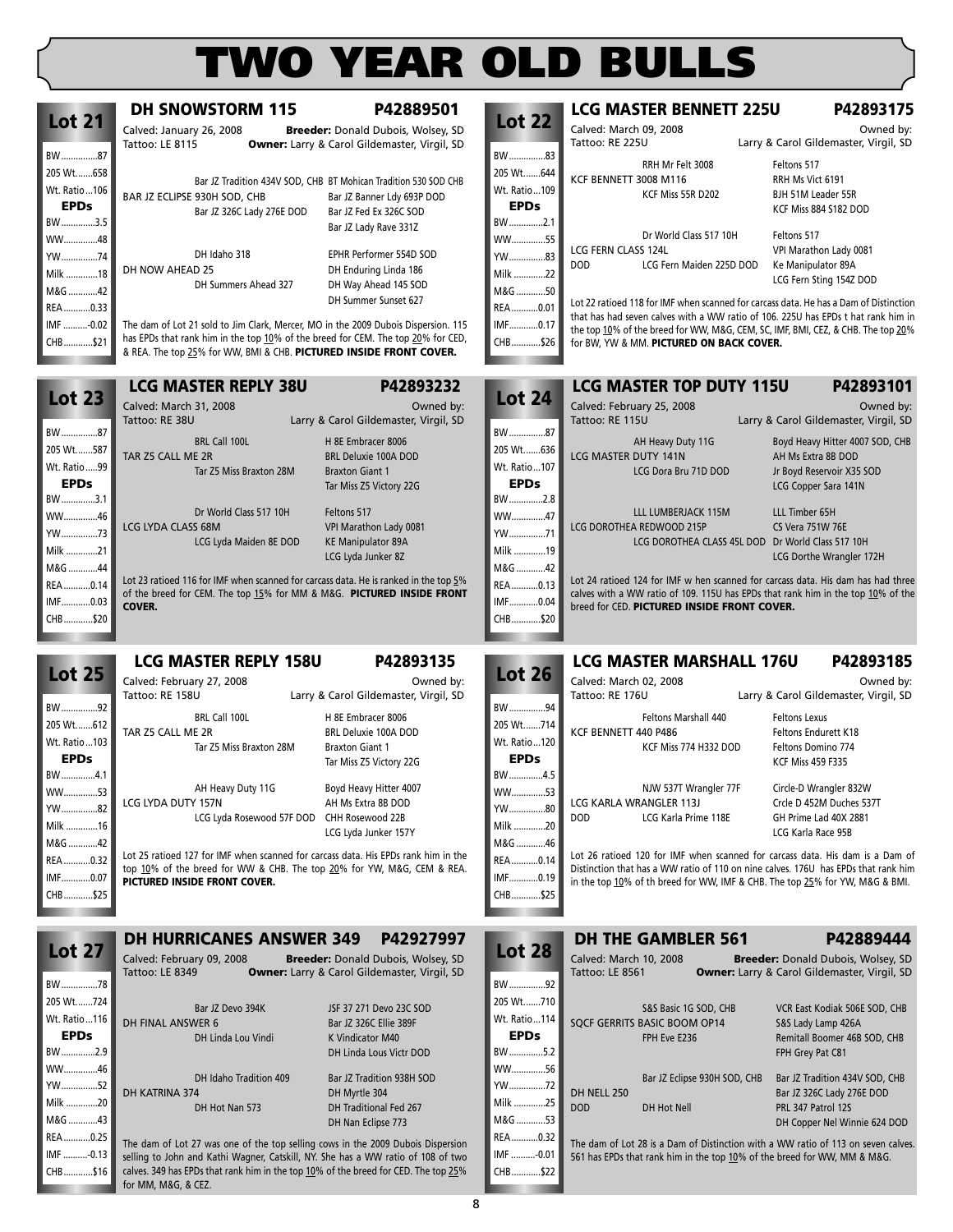# TWO YEAR OLD BULLS

## Lot 21

### DH SNOWSTORM 115 — P42889501

Calved: January 26, 2008 — **Breeder:** Donald Dubois, Wolsey, SD
Tattoo: LE 8115 — **Owner:** Larry & Carol Gildemaster, Virgil, SD

| | |
|---|---|
| BW | 87 |
| 205 Wt. | 658 |
| Wt. Ratio | 106 |
| **EPDs** | |
| BW | 3.5 |
| WW | 48 |
| YW | 74 |
| Milk | 18 |
| M&G | 42 |
| REA | 0.33 |
| IMF | -0.02 |
| CHB | $21 |

Pedigree:
- Sire: BAR JZ ECLIPSE 930H SOD, CHB
  - Bar JZ Tradition 434V SOD, CHB (BT Mohican Tradition 530 SOD CHB / Bar JZ Banner Ldy 693P DOD)
  - Bar JZ 326C Lady 276E DOD (Bar JZ Fed Ex 326C SOD / Bar JZ Lady Rave 331Z)
- Dam: DH NOW AHEAD 25
  - DH Idaho 318 (EPHR Performer 554D SOD / DH Enduring Linda 186)
  - DH Summers Ahead 327 (DH Way Ahead 145 SOD / DH Summer Sunset 627)

The dam of Lot 21 sold to Jim Clark, Mercer, MO in the 2009 Dubois Dispersion. 115 has EPDs that rank him in the top 10% of the breed for CEM. The top 20% for CED, & REA. The top 25% for WW, BMI & CHB. **PICTURED INSIDE FRONT COVER.**

## Lot 22

### LCG MASTER BENNETT 225U — P42893175

Calved: March 09, 2008 — Owned by:
Tattoo: RE 225U — Larry & Carol Gildemaster, Virgil, SD

| | |
|---|---|
| BW | 83 |
| 205 Wt. | 644 |
| Wt. Ratio | 109 |
| **EPDs** | |
| BW | 2.1 |
| WW | 55 |
| YW | 83 |
| Milk | 22 |
| M&G | 50 |
| REA | 0.01 |
| IMF | 0.17 |
| CHB | $26 |

Pedigree:
- Sire: KCF BENNETT 3008 M116
  - RRH Mr Felt 3008 (Feltons 517 / RRH Ms Vict 6191)
  - KCF Miss 55R D202 (BJH 51M Leader 55R / KCF Miss 884 S182 DOD)
- Dam: LCG FERN CLASS 124L DOD
  - Dr World Class 517 10H (Feltons 517 / VPI Marathon Lady 0081)
  - LCG Fern Maiden 225D DOD (Ke Manipulator 89A / LCG Fern Sting 154Z DOD)

Lot 22 ratioed 118 for IMF when scanned for carcass data. He has a Dam of Distinction that has had seven calves with a WW ratio of 106. 225U has EPDs t hat rank him in the top 10% of the breed for WW, M&G, CEM, SC, IMF, BMI, CEZ, & CHB. The top 20% for BW, YW & MM. **PICTURED ON BACK COVER.**

## Lot 23

### LCG MASTER REPLY 38U — P42893232

Calved: March 31, 2008 — Owned by:
Tattoo: RE 38U — Larry & Carol Gildemaster, Virgil, SD

| | |
|---|---|
| BW | 87 |
| 205 Wt. | 587 |
| Wt. Ratio | 99 |
| **EPDs** | |
| BW | 3.1 |
| WW | 46 |
| YW | 73 |
| Milk | 21 |
| M&G | 44 |
| REA | 0.14 |
| IMF | 0.03 |
| CHB | $20 |

Pedigree:
- Sire: TAR Z5 CALL ME 2R
  - BRL Call 100L (H 8E Embracer 8006 / BRL Deluxie 100A DOD)
  - Tar Z5 Miss Braxton 28M (Braxton Giant 1 / Tar Miss Z5 Victory 22G)
- Dam: LCG LYDA CLASS 68M
  - Dr World Class 517 10H (Feltons 517 / VPI Marathon Lady 0081)
  - LCG Lyda Maiden 8E DOD (KE Manipulator 89A / LCG Lyda Junker 8Z)

Lot 23 ratioed 116 for IMF when scanned for carcass data. He is ranked in the top 5% of the breed for CEM. The top 15% for MM & M&G. **PICTURED INSIDE FRONT COVER.**

## Lot 24

### LCG MASTER TOP DUTY 115U — P42893101

Calved: February 25, 2008 — Owned by:
Tattoo: RE 115U — Larry & Carol Gildemaster, Virgil, SD

| | |
|---|---|
| BW | 87 |
| 205 Wt. | 636 |
| Wt. Ratio | 107 |
| **EPDs** | |
| BW | 2.8 |
| WW | 47 |
| YW | 71 |
| Milk | 19 |
| M&G | 42 |
| REA | 0.13 |
| IMF | 0.04 |
| CHB | $20 |

Pedigree:
- Sire: LCG MASTER DUTY 141N
  - AH Heavy Duty 11G (Boyd Heavy Hitter 4007 SOD, CHB / AH Ms Extra 8B DOD)
  - LCG Dora Bru 71D DOD (Jr Boyd Reservoir X35 SOD / LCG Copper Sara 141N)
- Dam: LCG DOROTHEA REDWOOD 215P
  - LLL LUMBERJACK 115M (LLL Timber 65H / CS Vera 751W 76E)
  - LCG DOROTHEA CLASS 45L DOD (Dr World Class 517 10H / LCG Dorthe Wrangler 172H)

Lot 24 ratioed 124 for IMF w hen scanned for carcass data. His dam has had three calves with a WW ratio of 109. 115U has EPDs that rank him in the top 10% of the breed for CED. **PICTURED INSIDE FRONT COVER.**

## Lot 25

### LCG MASTER REPLY 158U — P42893135

Calved: February 27, 2008 — Owned by:
Tattoo: RE 158U — Larry & Carol Gildemaster, Virgil, SD

| | |
|---|---|
| BW | 92 |
| 205 Wt. | 612 |
| Wt. Ratio | 103 |
| **EPDs** | |
| BW | 4.1 |
| WW | 53 |
| YW | 82 |
| Milk | 16 |
| M&G | 42 |
| REA | 0.32 |
| IMF | 0.07 |
| CHB | $25 |

Pedigree:
- Sire: TAR Z5 CALL ME 2R
  - BRL Call 100L (H 8E Embracer 8006 / BRL Deluxie 100A DOD)
  - Tar Z5 Miss Braxton 28M (Braxton Giant 1 / Tar Miss Z5 Victory 22G)
- Dam: LCG LYDA DUTY 157N
  - AH Heavy Duty 11G (Boyd Heavy Hitter 4007 / AH Ms Extra 8B DOD)
  - LCG Lyda Rosewood 57F DOD (CHH Rosewood 22B / LCG Lyda Junker 157Y)

Lot 25 ratioed 127 for IMF when scanned for carcass data. His EPDs rank him in the top 10% of the breed for WW & CHB. The top 20% for YW, M&G, CEM & REA. **PICTURED INSIDE FRONT COVER.**

## Lot 26

### LCG MASTER MARSHALL 176U — P42893185

Calved: March 02, 2008 — Owned by:
Tattoo: RE 176U — Larry & Carol Gildemaster, Virgil, SD

| | |
|---|---|
| BW | 94 |
| 205 Wt. | 714 |
| Wt. Ratio | 120 |
| **EPDs** | |
| BW | 4.5 |
| WW | 53 |
| YW | 80 |
| Milk | 20 |
| M&G | 46 |
| REA | 0.14 |
| IMF | 0.19 |
| CHB | $25 |

Pedigree:
- Sire: KCF BENNETT 440 P486
  - Feltons Marshall 440 (Feltons Lexus / Feltons Endurett K18)
  - KCF Miss 774 H332 DOD (Feltons Domino 774 / KCF Miss 459 F335)
- Dam: LCG KARLA WRANGLER 113J DOD
  - NJW 537T Wrangler 77F (Circle-D Wrangler 832W / Crcle D 452M Duches 537T)
  - LCG Karla Prime 118E (GH Prime Lad 40X 2881 / LCG Karla Race 95B)

Lot 26 ratioed 120 for IMF when scanned for carcass data. His dam is a Dam of Distinction that has a WW ratio of 110 on nine calves. 176U has EPDs that rank him in the top 10% of th breed for WW, IMF & CHB. The top 25% for YW, M&G & BMI.

## Lot 27

### DH HURRICANES ANSWER 349 — P42927997

Calved: February 09, 2008 — **Breeder:** Donald Dubois, Wolsey, SD
Tattoo: LE 8349 — **Owner:** Larry & Carol Gildemaster, Virgil, SD

| | |
|---|---|
| BW | 78 |
| 205 Wt. | 724 |
| Wt. Ratio | 116 |
| **EPDs** | |
| BW | 2.9 |
| WW | 46 |
| YW | 52 |
| Milk | 20 |
| M&G | 43 |
| REA | 0.25 |
| IMF | -0.13 |
| CHB | $16 |

Pedigree:
- Sire: DH FINAL ANSWER 6
  - Bar JZ Devo 394K (JSF 37 271 Devo 23C SOD / Bar JZ 326C Ellie 389F)
  - DH Linda Lou Vindi (K Vindicator M40 / DH Linda Lous Victr DOD)
- Dam: DH KATRINA 374
  - DH Idaho Tradition 409 (Bar JZ Tradition 938H SOD / DH Myrtle 304)
  - DH Hot Nan 573 (DH Traditional Fed 267 / DH Nan Eclipse 773)

The dam of Lot 27 was one of the top selling cows in the 2009 Dubois Dispersion selling to John and Kathi Wagner, Catskill, NY. She has a WW ratio of 108 of two calves. 349 has EPDs that rank him in the top 10% of the breed for CED. The top 25% for MM, M&G, & CEZ.

## Lot 28

### DH THE GAMBLER 561 — P42889444

Calved: March 10, 2008 — **Breeder:** Donald Dubois, Wolsey, SD
Tattoo: LE 8561 — **Owner:** Larry & Carol Gildemaster, Virgil, SD

| | |
|---|---|
| BW | 92 |
| 205 Wt. | 710 |
| Wt. Ratio | 114 |
| **EPDs** | |
| BW | 5.2 |
| WW | 56 |
| YW | 72 |
| Milk | 25 |
| M&G | 53 |
| REA | 0.32 |
| IMF | -0.01 |
| CHB | $22 |

Pedigree:
- Sire: SQCF GERRITS BASIC BOOM OP14
  - S&S Basic 1G SOD, CHB (VCR East Kodiak 506E SOD, CHB / S&S Lady Lamp 426A)
  - FPH Eve E236 (Remitall Boomer 46B SOD, CHB / FPH Grey Pat C81)
- Dam: DH NELL 250 DOD
  - Bar JZ Eclipse 930H SOD, CHB (Bar JZ Tradition 434V SOD, CHB / Bar JZ 326C Lady 276E DOD)
  - DH Hot Nell (PRL 347 Patrol 12S / DH Copper Nel Winnie 624 DOD)

The dam of Lot 28 is a Dam of Distinction with a WW ratio of 113 on seven calves. 561 has EPDs that rank him in the top 10% of the breed for WW, MM & M&G.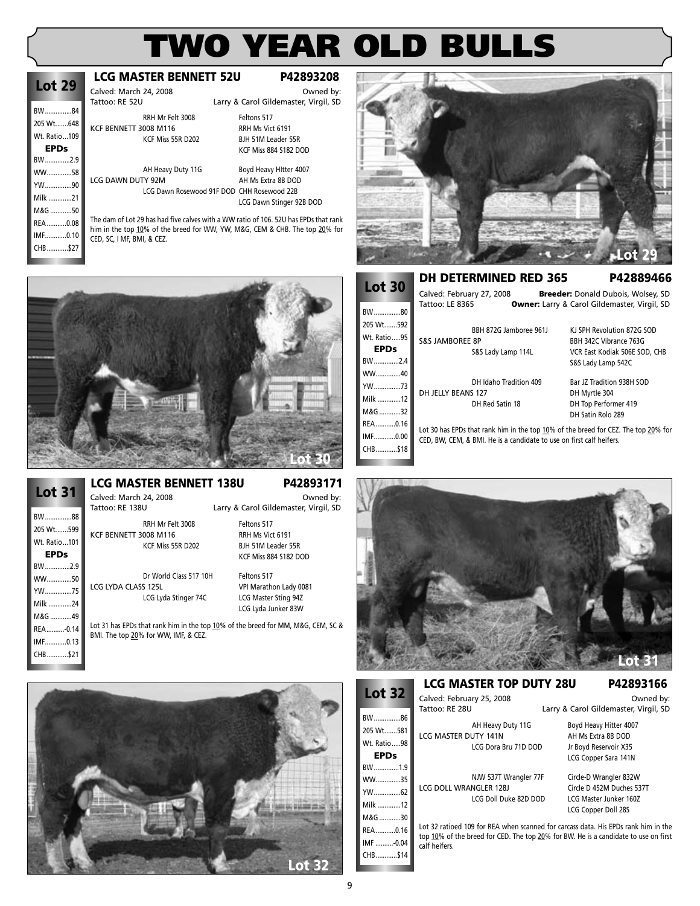# TWO YEAR OLD BULLS

## Lot 29

### LCG MASTER BENNETT 52U — P42893208

Calved: March 24, 2008
Tattoo: RE 52U
Owned by: Larry & Carol Gildemaster, Virgil, SD

| | |
|---|---|
| BW | 84 |
| 205 Wt. | 648 |
| Wt. Ratio | 109 |
| **EPDs** | |
| BW | 2.9 |
| WW | 58 |
| YW | 90 |
| Milk | 21 |
| M&G | 50 |
| REA | 0.08 |
| IMF | 0.10 |
| CHB | $27 |

KCF BENNETT 3008 M116
- RRH Mr Felt 3008
  - Feltons 517
  - RRH Ms Vict 6191
- KCF Miss 55R D202
  - BJH 51M Leader 55R
  - KCF Miss 884 S182 DOD

LCG DAWN DUTY 92M
- AH Heavy Duty 11G
  - Boyd Heavy HItter 4007
  - AH Ms Extra 8B DOD
- LCG Dawn Rosewood 91F DOD
  - CHH Rosewood 22B
  - LCG Dawn Stinger 92B DOD

The dam of Lot 29 has had five calves with a WW ratio of 106. 52U has EPDs that rank him in the top 10% of the breed for WW, YW, M&G, CEM & CHB. The top 20% for CED, SC, I MF, BMI, & CEZ.

## Lot 30

### DH DETERMINED RED 365 — P42889466

Calved: February 27, 2008 — **Breeder:** Donald Dubois, Wolsey, SD
Tattoo: LE 8365 — **Owner:** Larry & Carol Gildemaster, Virgil, SD

| | |
|---|---|
| BW | 80 |
| 205 Wt. | 592 |
| Wt. Ratio | 95 |
| **EPDs** | |
| BW | 2.4 |
| WW | 40 |
| YW | 73 |
| Milk | 12 |
| M&G | 32 |
| REA | 0.16 |
| IMF | 0.00 |
| CHB | $18 |

S&S JAMBOREE 8P
- BBH 872G Jamboree 961J
  - KJ SPH Revolution 872G SOD
  - BBH 342C Vibrance 763G
- S&S Lady Lamp 114L
  - VCR East Kodiak 506E SOD, CHB
  - S&S Lady Lamp 542C

DH JELLY BEANS 127
- DH Idaho Tradition 409
  - Bar JZ Tradition 938H SOD
  - DH Myrtle 304
- DH Red Satin 18
  - DH Top Performer 419
  - DH Satin Rolo 289

Lot 30 has EPDs that rank him in the top 10% of the breed for CEZ. The top 20% for CED, BW, CEM, & BMI. He is a candidate to use on first calf heifers.

## Lot 31

### LCG MASTER BENNETT 138U — P42893171

Calved: March 24, 2008
Tattoo: RE 138U
Owned by: Larry & Carol Gildemaster, Virgil, SD

| | |
|---|---|
| BW | 88 |
| 205 Wt. | 599 |
| Wt. Ratio | 101 |
| **EPDs** | |
| BW | 2.9 |
| WW | 50 |
| YW | 75 |
| Milk | 24 |
| M&G | 49 |
| REA | -0.14 |
| IMF | 0.13 |
| CHB | $21 |

KCF BENNETT 3008 M116
- RRH Mr Felt 3008
  - Feltons 517
  - RRH Ms Vict 6191
- KCF Miss 55R D202
  - BJH 51M Leader 55R
  - KCF Miss 884 S182 DOD

LCG LYDA CLASS 125L
- Dr World Class 517 10H
  - Feltons 517
  - VPI Marathon Lady 0081
- LCG Lyda Stinger 74C
  - LCG Master Sting 94Z
  - LCG Lyda Junker 83W

Lot 31 has EPDs that rank him in the top 10% of the breed for MM, M&G, CEM, SC & BMI. The top 20% for WW, IMF, & CEZ.

## Lot 32

### LCG MASTER TOP DUTY 28U — P42893166

Calved: February 25, 2008
Tattoo: RE 28U
Owned by: Larry & Carol Gildemaster, Virgil, SD

| | |
|---|---|
| BW | 86 |
| 205 Wt. | 581 |
| Wt. Ratio | 98 |
| **EPDs** | |
| BW | 1.9 |
| WW | 35 |
| YW | 62 |
| Milk | 12 |
| M&G | 30 |
| REA | 0.16 |
| IMF | -0.04 |
| CHB | $14 |

LCG MASTER DUTY 141N
- AH Heavy Duty 11G
  - Boyd Heavy Hitter 4007
  - AH Ms Extra 8B DOD
- LCG Dora Bru 71D DOD
  - Jr Boyd Reservoir X35
  - LCG Copper Sara 141N

LCG DOLL WRANGLER 128J
- NJW 537T Wrangler 77F
  - Circle-D Wrangler 832W
  - Circle D 452M Duches 537T
- LCG Doll Duke 82D DOD
  - LCG Master Junker 160Z
  - LCG Copper Doll 28S

Lot 32 ratioed 109 for REA when scanned for carcass data. His EPDs rank him in the top 10% of the breed for CED. The top 20% for BW. He is a candidate to use on first calf heifers.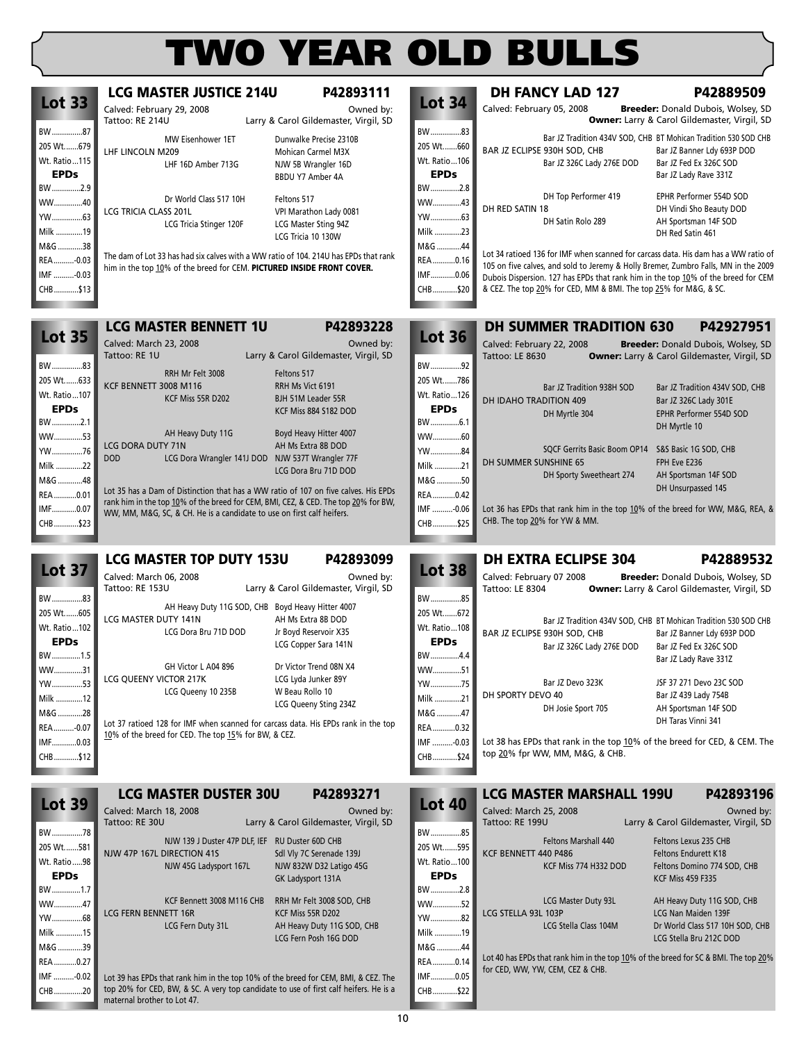# TWO YEAR OLD BULLS

## Lot 33 — LCG MASTER JUSTICE 214U — P42893111

Calved: February 29, 2008 — Owned by: Larry & Carol Gildemaster, Virgil, SD
Tattoo: RE 214U

| Stat | Value |
|---|---|
| BW | 87 |
| 205 Wt. | 679 |
| Wt. Ratio | 115 |
| **EPDs** | |
| BW | 2.9 |
| WW | 40 |
| YW | 63 |
| Milk | 19 |
| M&G | 38 |
| REA | -0.03 |
| IMF | -0.03 |
| CHB | $13 |

Pedigree:
- Sire: LHF LINCOLN M209
  - MW Eisenhower 1ET
    - Dunwalke Precise 2310B
    - Mohican Carmel M3X
  - LHF 16D Amber 713G
    - NJW 5B Wrangler 16D
    - BBDU Y7 Amber 4A
- Dam: LCG TRICIA CLASS 201L
  - Dr World Class 517 10H
    - Feltons 517
    - VPI Marathon Lady 0081
  - LCG Tricia Stinger 120F
    - LCG Master Sting 94Z
    - LCG Tricia 10 130W

The dam of Lot 33 has had six calves with a WW ratio of 104. 214U has EPDs that rank him in the top 10% of the breed for CEM. **PICTURED INSIDE FRONT COVER.**

## Lot 34 — DH FANCY LAD 127 — P42889509

Calved: February 05, 2008 — **Breeder:** Donald Dubois, Wolsey, SD
**Owner:** Larry & Carol Gildemaster, Virgil, SD

| Stat | Value |
|---|---|
| BW | 83 |
| 205 Wt. | 660 |
| Wt. Ratio | 106 |
| **EPDs** | |
| BW | 2.8 |
| WW | 43 |
| YW | 63 |
| Milk | 23 |
| M&G | 44 |
| REA | 0.16 |
| IMF | 0.06 |
| CHB | $20 |

Pedigree:
- Sire: BAR JZ ECLIPSE 930H SOD, CHB
  - Bar JZ Tradition 434V SOD, CHB
    - BT Mohican Tradition 530 SOD CHB
    - Bar JZ Banner Ldy 693P DOD
  - Bar JZ 326C Lady 276E DOD
    - Bar JZ Fed Ex 326C SOD
    - Bar JZ Lady Rave 331Z
- Dam: DH RED SATIN 18
  - DH Top Performer 419
    - EPHR Performer 554D SOD
    - DH Vindi Sho Beauty DOD
  - DH Satin Rolo 289
    - AH Sportsman 14F SOD
    - DH Red Satin 461

Lot 34 ratioed 136 for IMF when scanned for carcass data. His dam has a WW ratio of 105 on five calves, and sold to Jeremy & Holly Bremer, Zumbro Falls, MN in the 2009 Dubois Dispersion. 127 has EPDs that rank him in the top 10% of the breed for CEM & CEZ. The top 20% for CED, MM & BMI. The top 25% for M&G, & SC.

## Lot 35 — LCG MASTER BENNETT 1U — P42893228

Calved: March 23, 2008 — Owned by: Larry & Carol Gildemaster, Virgil, SD
Tattoo: RE 1U

| Stat | Value |
|---|---|
| BW | 83 |
| 205 Wt. | 633 |
| Wt. Ratio | 107 |
| **EPDs** | |
| BW | 2.1 |
| WW | 53 |
| YW | 76 |
| Milk | 22 |
| M&G | 48 |
| REA | 0.01 |
| IMF | 0.07 |
| CHB | $23 |

Pedigree:
- Sire: KCF BENNETT 3008 M116
  - RRH Mr Felt 3008
    - Feltons 517
    - RRH Ms Vict 6191
  - KCF Miss 55R D202
    - BJH 51M Leader 55R
    - KCF Miss 884 S182 DOD
- Dam: LCG DORA DUTY 71N DOD
  - AH Heavy Duty 11G
    - Boyd Heavy Hitter 4007
    - AH Ms Extra 8B DOD
  - LCG Dora Wrangler 141J DOD
    - NJW 537T Wrangler 77F
    - LCG Dora Bru 71D DOD

Lot 35 has a Dam of Distinction that has a WW ratio of 107 on five calves. His EPDs rank him in the top 10% of the breed for CEM, BMI, CEZ, & CED. The top 20% for BW, WW, MM, M&G, SC, & CH. He is a candidate to use on first calf heifers.

## Lot 36 — DH SUMMER TRADITION 630 — P42927951

Calved: February 22, 2008 — **Breeder:** Donald Dubois, Wolsey, SD
Tattoo: LE 8630 — **Owner:** Larry & Carol Gildemaster, Virgil, SD

| Stat | Value |
|---|---|
| BW | 92 |
| 205 Wt. | 786 |
| Wt. Ratio | 126 |
| **EPDs** | |
| BW | 6.1 |
| WW | 60 |
| YW | 84 |
| Milk | 21 |
| M&G | 50 |
| REA | 0.42 |
| IMF | -0.06 |
| CHB | $25 |

Pedigree:
- Sire: DH IDAHO TRADITION 409
  - Bar JZ Tradition 938H SOD
    - Bar JZ Tradition 434V SOD, CHB
    - Bar JZ 326C Lady 301E
  - DH Myrtle 304
    - EPHR Performer 554D SOD
    - DH Myrtle 10
- Dam: DH SUMMER SUNSHINE 65
  - SQCF Gerrits Basic Boom OP14
    - S&S Basic 1G SOD, CHB
    - FPH Eve E236
  - DH Sporty Sweetheart 274
    - AH Sportsman 14F SOD
    - DH Unsurpassed 145

Lot 36 has EPDs that rank him in the top 10% of the breed for WW, M&G, REA, & CHB. The top 20% for YW & MM.

## Lot 37 — LCG MASTER TOP DUTY 153U — P42893099

Calved: March 06, 2008 — Owned by: Larry & Carol Gildemaster, Virgil, SD
Tattoo: RE 153U

| Stat | Value |
|---|---|
| BW | 83 |
| 205 Wt. | 605 |
| Wt. Ratio | 102 |
| **EPDs** | |
| BW | 1.5 |
| WW | 31 |
| YW | 53 |
| Milk | 12 |
| M&G | 28 |
| REA | -0.07 |
| IMF | 0.03 |
| CHB | $12 |

Pedigree:
- Sire: LCG MASTER DUTY 141N
  - AH Heavy Duty 11G SOD, CHB
    - Boyd Heavy Hitter 4007
    - AH Ms Extra 8B DOD
  - LCG Dora Bru 71D DOD
    - Jr Boyd Reservoir X35
    - LCG Copper Sara 141N
- Dam: LCG QUEENY VICTOR 217K
  - GH Victor L A04 896
    - Dr Victor Trend 08N X4
    - LCG Lyda Junker 89Y
  - LCG Queeny 10 235B
    - W Beau Rollo 10
    - LCG Queeny Sting 234Z

Lot 37 ratioed 128 for IMF when scanned for carcass data. His EPDs rank in the top 10% of the breed for CED. The top 15% for BW, & CEZ.

## Lot 38 — DH EXTRA ECLIPSE 304 — P42889532

Calved: February 07 2008 — **Breeder:** Donald Dubois, Wolsey, SD
Tattoo: LE 8304 — **Owner:** Larry & Carol Gildemaster, Virgil, SD

| Stat | Value |
|---|---|
| BW | 85 |
| 205 Wt. | 672 |
| Wt. Ratio | 108 |
| **EPDs** | |
| BW | 4.4 |
| WW | 51 |
| YW | 75 |
| Milk | 21 |
| M&G | 47 |
| REA | 0.32 |
| IMF | -0.03 |
| CHB | $24 |

Pedigree:
- Sire: BAR JZ ECLIPSE 930H SOD, CHB
  - Bar JZ Tradition 434V SOD, CHB
    - BT Mohican Tradition 530 SOD CHB
    - Bar JZ Banner Ldy 693P DOD
  - Bar JZ 326C Lady 276E DOD
    - Bar JZ Fed Ex 326C SOD
    - Bar JZ Lady Rave 331Z
- Dam: DH SPORTY DEVO 40
  - Bar JZ Devo 323K
    - JSF 37 271 Devo 23C SOD
    - Bar JZ 439 Lady 754B
  - DH Josie Sport 705
    - AH Sportsman 14F SOD
    - DH Taras Vinni 341

Lot 38 has EPDs that rank him in the top 10% of the breed for CED, & CEM. The top 20% fpr WW, MM, M&G, & CHB.

## Lot 39 — LCG MASTER DUSTER 30U — P42893271

Calved: March 18, 2008 — Owned by: Larry & Carol Gildemaster, Virgil, SD
Tattoo: RE 30U

| Stat | Value |
|---|---|
| BW | 78 |
| 205 Wt. | 581 |
| Wt. Ratio | 98 |
| **EPDs** | |
| BW | 1.7 |
| WW | 47 |
| YW | 68 |
| Milk | 15 |
| M&G | 39 |
| REA | 0.27 |
| IMF | -0.02 |
| CHB | 20 |

Pedigree:
- Sire: NJW 47P 167L DIRECTION 41S
  - NJW 139 J Duster 47P DLF, IEF
    - RU Duster 60D CHB
    - Sdl Vly 7C Serenade 139J
  - NJW 45G Ladysport 167L
    - NJW 832W D32 Latigo 45G
    - GK Ladysport 131A
- Dam: LCG FERN BENNETT 16R
  - KCF Bennett 3008 M116 CHB
    - RRH Mr Felt 3008 SOD, CHB
    - KCF Miss 55R D202
  - LCG Fern Duty 31L
    - AH Heavy Duty 11G SOD, CHB
    - LCG Fern Posh 16G DOD

Lot 39 has EPDs that rank him in the top 10% of the breed for CEM, BMI, & CEZ. The top 20% for CED, BW, & SC. A very top candidate to use of first calf heifers. He is a maternal brother to Lot 47.

## Lot 40 — LCG MASTER MARSHALL 199U — P42893196

Calved: March 25, 2008 — Owned by: Larry & Carol Gildemaster, Virgil, SD
Tattoo: RE 199U

| Stat | Value |
|---|---|
| BW | 85 |
| 205 Wt. | 595 |
| Wt. Ratio | 100 |
| **EPDs** | |
| BW | 2.8 |
| WW | 52 |
| YW | 82 |
| Milk | 19 |
| M&G | 44 |
| REA | 0.14 |
| IMF | 0.05 |
| CHB | $22 |

Pedigree:
- Sire: KCF BENNETT 440 P486
  - Feltons Marshall 440
    - Feltons Lexus 235 CHB
    - Feltons Endurett K18
  - KCF Miss 774 H332 DOD
    - Feltons Domino 774 SOD, CHB
    - KCF Miss 459 F335
- Dam: LCG STELLA 93L 103P
  - LCG Master Duty 93L
    - AH Heavy Duty 11G SOD, CHB
    - LCG Nan Maiden 139F
  - LCG Stella Class 104M
    - Dr World Class 517 10H SOD, CHB
    - LCG Stella Bru 212C DOD

Lot 40 has EPDs that rank him in the top 10% of the breed for SC & BMI. The top 20% for CED, WW, YW, CEM, CEZ & CHB.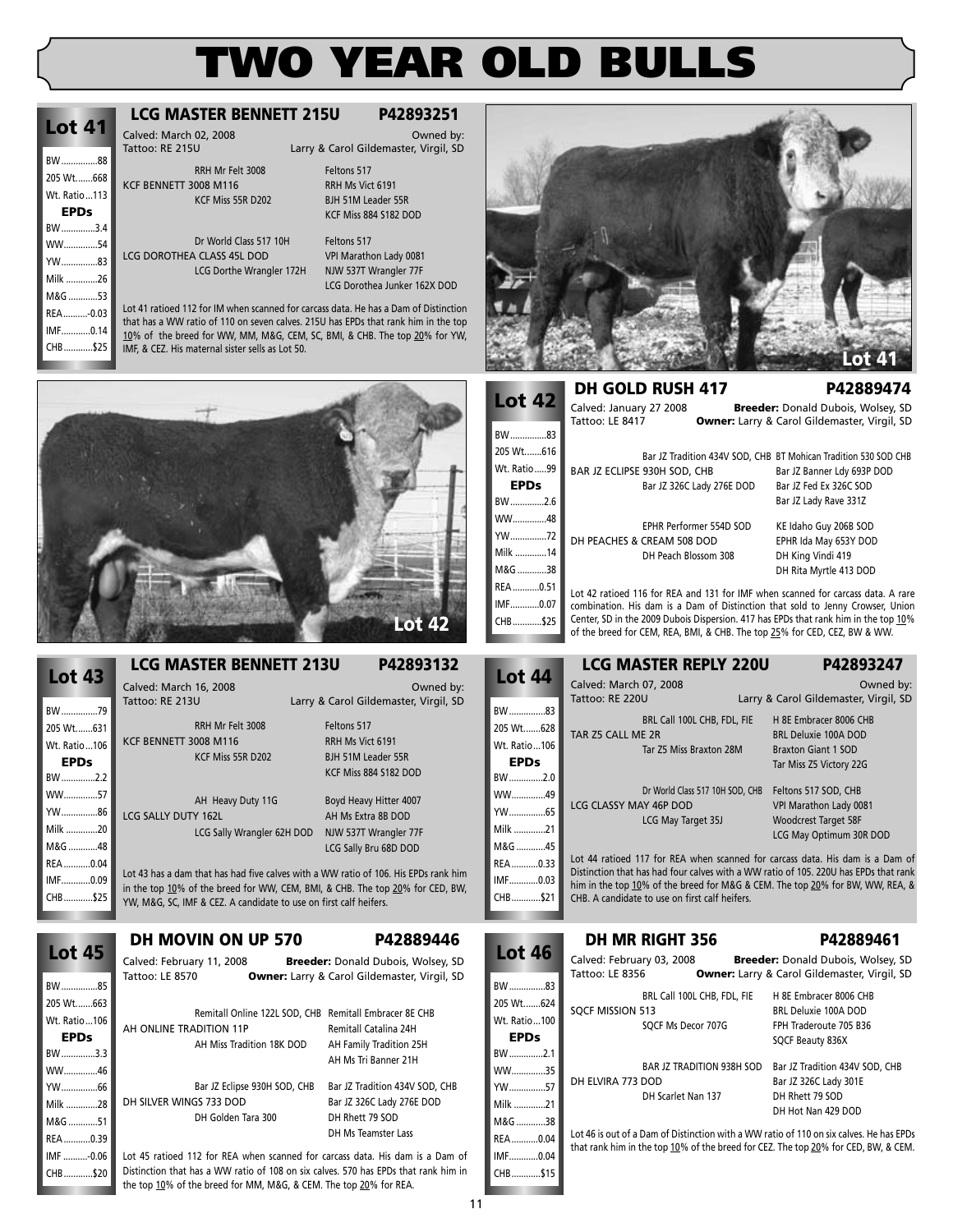# TWO YEAR OLD BULLS

## Lot 41

### LCG MASTER BENNETT 215U — P42893251

Calved: March 02, 2008
Tattoo: RE 215U
Owned by: Larry & Carol Gildemaster, Virgil, SD

| Stat | Value |
|---|---|
| BW | 88 |
| 205 Wt. | 668 |
| Wt. Ratio | 113 |
| **EPDs** | |
| BW | 3.4 |
| WW | 54 |
| YW | 83 |
| Milk | 26 |
| M&G | 53 |
| REA | -0.03 |
| IMF | 0.14 |
| CHB | $25 |

Pedigree:
- RRH Mr Felt 3008 — Feltons 517 / RRH Ms Vict 6191
- KCF BENNETT 3008 M116
- KCF Miss 55R D202 — BJH 51M Leader 55R / KCF Miss 884 S182 DOD
- Dr World Class 517 10H — Feltons 517 / VPI Marathon Lady 0081
- LCG DOROTHEA CLASS 45L DOD
- LCG Dorthe Wrangler 172H — NJW 537T Wrangler 77F / LCG Dorothea Junker 162X DOD

Lot 41 ratioed 112 for IM when scanned for carcass data. He has a Dam of Distinction that has a WW ratio of 110 on seven calves. 215U has EPDs that rank him in the top 10% of the breed for WW, MM, M&G, CEM, SC, BMI, & CHB. The top 20% for YW, IMF, & CEZ. His maternal sister sells as Lot 50.

Lot 41

## Lot 42

### DH GOLD RUSH 417 — P42889474

Calved: January 27 2008
Tattoo: LE 8417
**Breeder:** Donald Dubois, Wolsey, SD
**Owner:** Larry & Carol Gildemaster, Virgil, SD

| Stat | Value |
|---|---|
| BW | 83 |
| 205 Wt. | 616 |
| Wt. Ratio | 99 |
| **EPDs** | |
| BW | 2.6 |
| WW | 48 |
| YW | 72 |
| Milk | 14 |
| M&G | 38 |
| REA | 0.51 |
| IMF | 0.07 |
| CHB | $25 |

Pedigree:
- Bar JZ Tradition 434V SOD, CHB — BT Mohican Tradition 530 SOD CHB / Bar JZ Banner Ldy 693P DOD
- BAR JZ ECLIPSE 930H SOD, CHB
- Bar JZ 326C Lady 276E DOD — Bar JZ Fed Ex 326C SOD / Bar JZ Lady Rave 331Z
- EPHR Performer 554D SOD — KE Idaho Guy 206B SOD / EPHR Ida May 653Y DOD
- DH PEACHES & CREAM 508 DOD
- DH Peach Blossom 308 — DH King Vindi 419 / DH Rita Myrtle 413 DOD

Lot 42 ratioed 116 for REA and 131 for IMF when scanned for carcass data. A rare combination. His dam is a Dam of Distinction that sold to Jenny Crowser, Union Center, SD in the 2009 Dubois Dispersion. 417 has EPDs that rank him in the top 10% of the breed for CEM, REA, BMI, & CHB. The top 25% for CED, CEZ, BW & WW.

Lot 42

## Lot 43

### LCG MASTER BENNETT 213U — P42893132

Calved: March 16, 2008
Tattoo: RE 213U
Owned by: Larry & Carol Gildemaster, Virgil, SD

| Stat | Value |
|---|---|
| BW | 79 |
| 205 Wt. | 631 |
| Wt. Ratio | 106 |
| **EPDs** | |
| BW | 2.2 |
| WW | 57 |
| YW | 86 |
| Milk | 20 |
| M&G | 48 |
| REA | 0.04 |
| IMF | 0.09 |
| CHB | $25 |

Pedigree:
- RRH Mr Felt 3008 — Feltons 517 / RRH Ms Vict 6191
- KCF BENNETT 3008 M116
- KCF Miss 55R D202 — BJH 51M Leader 55R / KCF Miss 884 S182 DOD
- AH Heavy Duty 11G — Boyd Heavy Hitter 4007 / AH Ms Extra 8B DOD
- LCG SALLY DUTY 162L
- LCG Sally Wrangler 62H DOD — NJW 537T Wrangler 77F / LCG Sally Bru 68D DOD

Lot 43 has a dam that has had five calves with a WW ratio of 106. His EPDs rank him in the top 10% of the breed for WW, CEM, BMI, & CHB. The top 20% for CED, BW, YW, M&G, SC, IMF & CEZ. A candidate to use on first calf heifers.

## Lot 44

### LCG MASTER REPLY 220U — P42893247

Calved: March 07, 2008
Tattoo: RE 220U
Owned by: Larry & Carol Gildemaster, Virgil, SD

| Stat | Value |
|---|---|
| BW | 83 |
| 205 Wt. | 628 |
| Wt. Ratio | 106 |
| **EPDs** | |
| BW | 2.0 |
| WW | 49 |
| YW | 65 |
| Milk | 21 |
| M&G | 45 |
| REA | 0.33 |
| IMF | 0.03 |
| CHB | $21 |

Pedigree:
- BRL Call 100L CHB, FDL, FIE — H 8E Embracer 8006 CHB / BRL Deluxie 100A DOD
- TAR Z5 CALL ME 2R
- Tar Z5 Miss Braxton 28M — Braxton Giant 1 SOD / Tar Miss Z5 Victory 22G
- Dr World Class 517 10H SOD, CHB — Feltons 517 SOD, CHB / VPI Marathon Lady 0081
- LCG CLASSY MAY 46P DOD
- LCG May Target 35J — Woodcrest Target 58F / LCG May Optimum 30R DOD

Lot 44 ratioed 117 for REA when scanned for carcass data. His dam is a Dam of Distinction that has had four calves with a WW ratio of 105. 220U has EPDs that rank him in the top 10% of the breed for M&G & CEM. The top 20% for BW, WW, REA, & CHB. A candidate to use on first calf heifers.

## Lot 45

### DH MOVIN ON UP 570 — P42889446

Calved: February 11, 2008
Tattoo: LE 8570
**Breeder:** Donald Dubois, Wolsey, SD
**Owner:** Larry & Carol Gildemaster, Virgil, SD

| Stat | Value |
|---|---|
| BW | 85 |
| 205 Wt. | 663 |
| Wt. Ratio | 106 |
| **EPDs** | |
| BW | 3.3 |
| WW | 46 |
| YW | 66 |
| Milk | 28 |
| M&G | 51 |
| REA | 0.39 |
| IMF | -0.06 |
| CHB | $20 |

Pedigree:
- Remitall Online 122L SOD, CHB — Remitall Embracer 8E CHB / Remitall Catalina 24H
- AH ONLINE TRADITION 11P
- AH Miss Tradition 18K DOD — AH Family Tradition 25H / AH Ms Tri Banner 21H
- Bar JZ Eclipse 930H SOD, CHB — Bar JZ Tradition 434V SOD, CHB / Bar JZ 326C Lady 276E DOD
- DH SILVER WINGS 733 DOD
- DH Golden Tara 300 — DH Rhett 79 SOD / DH Ms Teamster Lass

Lot 45 ratioed 112 for REA when scanned for carcass data. His dam is a Dam of Distinction that has a WW ratio of 108 on six calves. 570 has EPDs that rank him in the top 10% of the breed for MM, M&G, & CEM. The top 20% for REA.

## Lot 46

### DH MR RIGHT 356 — P42889461

Calved: February 03, 2008
Tattoo: LE 8356
**Breeder:** Donald Dubois, Wolsey, SD
**Owner:** Larry & Carol Gildemaster, Virgil, SD

| Stat | Value |
|---|---|
| BW | 83 |
| 205 Wt. | 624 |
| Wt. Ratio | 100 |
| **EPDs** | |
| BW | 2.1 |
| WW | 35 |
| YW | 57 |
| Milk | 21 |
| M&G | 38 |
| REA | 0.04 |
| IMF | 0.04 |
| CHB | $15 |

Pedigree:
- BRL Call 100L CHB, FDL, FIE — H 8E Embracer 8006 CHB / BRL Deluxie 100A DOD
- SQCF MISSION 513
- SQCF Ms Decor 707G — FPH Traderoute 705 B36 / SQCF Beauty 836X
- BAR JZ TRADITION 938H SOD — Bar JZ Tradition 434V SOD, CHB / Bar JZ 326C Lady 301E
- DH ELVIRA 773 DOD
- DH Scarlet Nan 137 — DH Rhett 79 SOD / DH Hot Nan 429 DOD

Lot 46 is out of a Dam of Distinction with a WW ratio of 110 on six calves. He has EPDs that rank him in the top 10% of the breed for CEZ. The top 20% for CED, BW, & CEM.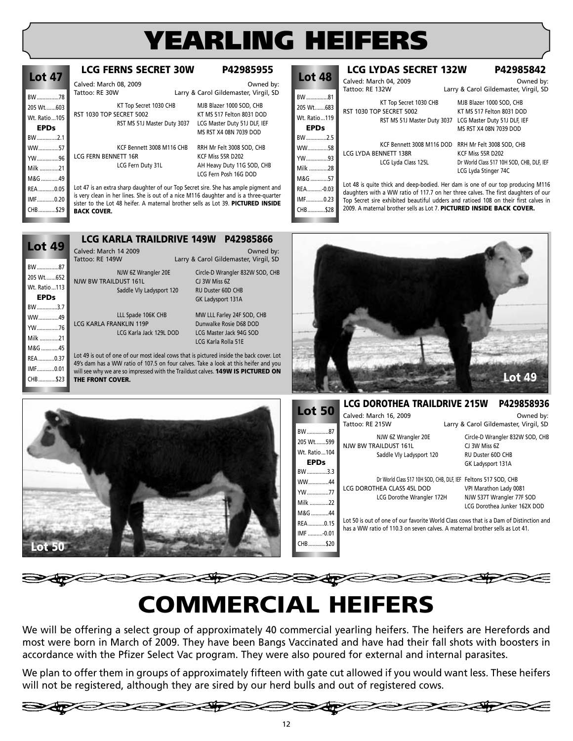# YEARLING HEIFERS

## Lot 47

### LCG FERNS SECRET 30W P42985955

Calved: March 08, 2009
Tattoo: RE 30W

Owned by: Larry & Carol Gildemaster, Virgil, SD

| | |
|---|---|
| BW | 78 |
| 205 Wt. | 603 |
| Wt. Ratio | 105 |
| **EPDs** | |
| BW | 2.1 |
| WW | 57 |
| YW | 96 |
| Milk | 21 |
| M&G | 49 |
| REA | 0.05 |
| IMF | 0.20 |
| CHB | $29 |

Pedigree:

- Sire: RST 1030 TOP SECRET 5002
  - KT Top Secret 1030 CHB
    - MJB Blazer 1000 SOD, CHB
    - KT MS 517 Felton 8031 DOD
  - RST MS 51J Master Duty 3037
    - LCG Master Duty 51J DLF, IEF
    - MS RST X4 08N 7039 DOD
- Dam: LCG FERN BENNETT 16R
  - KCF Bennett 3008 M116 CHB
    - RRH Mr Felt 3008 SOD, CHB
    - KCF Miss 55R D202
  - LCG Fern Duty 31L
    - AH Heavy Duty 11G SOD, CHB
    - LCG Fern Posh 16G DOD

Lot 47 is an extra sharp daughter of our Top Secret sire. She has ample pigment and is very clean in her lines. She is out of a nice M116 daughter and is a three-quarter sister to the Lot 48 heifer. A maternal brother sells as Lot 39. **PICTURED INSIDE BACK COVER.**

## Lot 48

### LCG LYDAS SECRET 132W P42985842

Calved: March 04, 2009
Tattoo: RE 132W

Owned by: Larry & Carol Gildemaster, Virgil, SD

| | |
|---|---|
| BW | 81 |
| 205 Wt. | 683 |
| Wt. Ratio | 119 |
| **EPDs** | |
| BW | 2.5 |
| WW | 58 |
| YW | 93 |
| Milk | 28 |
| M&G | 57 |
| REA | -0.03 |
| IMF | 0.23 |
| CHB | $28 |

Pedigree:

- Sire: RST 1030 TOP SECRET 5002
  - KT Top Secret 1030 CHB
    - MJB Blazer 1000 SOD, CHB
    - KT MS 517 Felton 8031 DOD
  - RST MS 51J Master Duty 3037
    - LCG Master Duty 51J DLF, IEF
    - MS RST X4 08N 7039 DOD
- Dam: LCG LYDA BENNETT 138R
  - KCF Bennett 3008 M116 DOD
    - RRH Mr Felt 3008 SOD, CHB
    - KCF Miss 55R D202
  - LCG Lyda Class 125L
    - Dr World Class 517 10H SOD, CHB, DLF, IEF
    - LCG Lyda Stinger 74C

Lot 48 is quite thick and deep-bodied. Her dam is one of our top producing M116 daughters with a WW ratio of 117.7 on her three calves. The first daughters of our Top Secret sire exhibited beautiful udders and ratioed 108 on their first calves in 2009. A maternal brother sells as Lot 7. **PICTURED INSIDE BACK COVER.**

## Lot 49

### LCG KARLA TRAILDRIVE 149W P42985866

Calved: March 14 2009
Tattoo: RE 149W

Owned by: Larry & Carol Gildemaster, Virgil, SD

| | |
|---|---|
| BW | 87 |
| 205 Wt. | 652 |
| Wt. Ratio | 113 |
| **EPDs** | |
| BW | 3.7 |
| WW | 49 |
| YW | 76 |
| Milk | 21 |
| M&G | 45 |
| REA | 0.37 |
| IMF | 0.01 |
| CHB | $23 |

Pedigree:

- Sire: NJW BW TRAILDUST 161L
  - NJW 6Z Wrangler 20E
    - Circle-D Wrangler 832W SOD, CHB
    - CJ 3W Miss 6Z
  - Saddle Vly Ladysport 120
    - RU Duster 60D CHB
    - GK Ladysport 131A
- Dam: LCG KARLA FRANKLIN 119P
  - LLL Spade 106K CHB
    - MW LLL Farley 24F SOD, CHB
    - Dunwalke Rosie D68 DOD
  - LCG Karla Jack 129L DOD
    - LCG Master Jack 94G SOD
    - LCG Karla Rolla 51E

Lot 49 is out of one of our most ideal cows that is pictured inside the back cover. Lot 49's dam has a WW ratio of 107.5 on four calves. Take a look at this heifer and you will see why we are so impressed with the Traildust calves. **149W IS PICTURED ON THE FRONT COVER.**

Lot 49

## Lot 50

### LCG DOROTHEA TRAILDRIVE 215W P429858936

Calved: March 16, 2009
Tattoo: RE 215W

Owned by: Larry & Carol Gildemaster, Virgil, SD

| | |
|---|---|
| BW | 87 |
| 205 Wt. | 599 |
| Wt. Ratio | 104 |
| **EPDs** | |
| BW | 3.3 |
| WW | 44 |
| YW | 77 |
| Milk | 22 |
| M&G | 44 |
| REA | 0.15 |
| IMF | -0.01 |
| CHB | $20 |

Pedigree:

- Sire: NJW BW TRAILDUST 161L
  - NJW 6Z Wrangler 20E
    - Circle-D Wrangler 832W SOD, CHB
    - CJ 3W Miss 6Z
  - Saddle Vly Ladysport 120
    - RU Duster 60D CHB
    - GK Ladysport 131A
- Dam: LCG DOROTHEA CLASS 45L DOD
  - Dr World Class 517 10H SOD, CHB, DLF, IEF
    - Feltons 517 SOD, CHB
    - VPI Marathon Lady 0081
  - LCG Dorothe Wrangler 172H
    - NJW 537T Wrangler 77F SOD
    - LCG Dorothea Junker 162X DOD

Lot 50 is out of one of our favorite World Class cows that is a Dam of Distinction and has a WW ratio of 110.3 on seven calves. A maternal brother sells as Lot 41.

Lot 50

# COMMERCIAL HEIFERS

We will be offering a select group of approximately 40 commercial yearling heifers. The heifers are Herefords and most were born in March of 2009. They have been Bangs Vaccinated and have had their fall shots with boosters in accordance with the Pfizer Select Vac program. They were also poured for external and internal parasites.

We plan to offer them in groups of approximately fifteen with gate cut allowed if you would want less. These heifers will not be registered, although they are sired by our herd bulls and out of registered cows.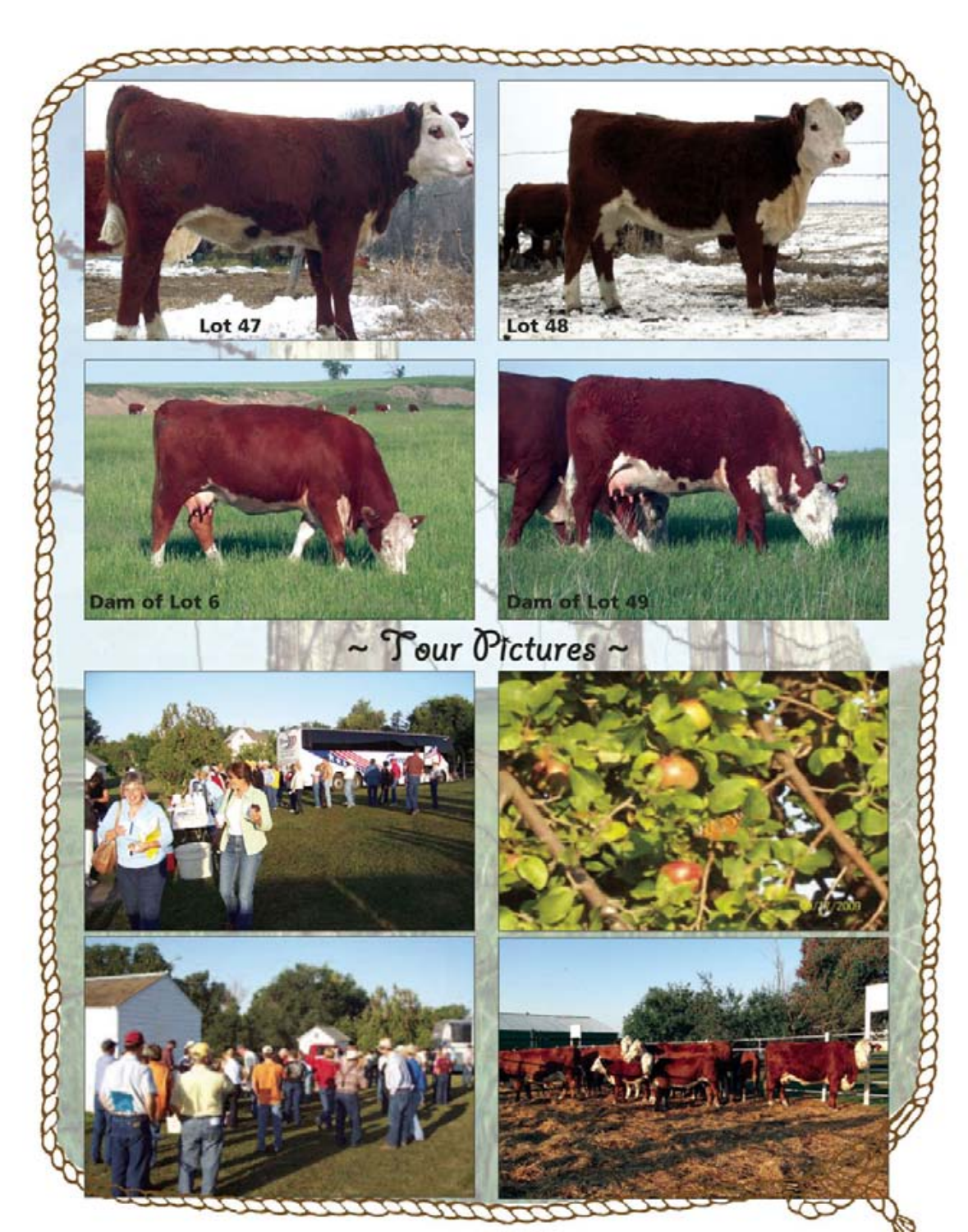Lot 47

Lot 48

Dam of Lot 6

Dam of Lot 49

~ Tour Pictures ~